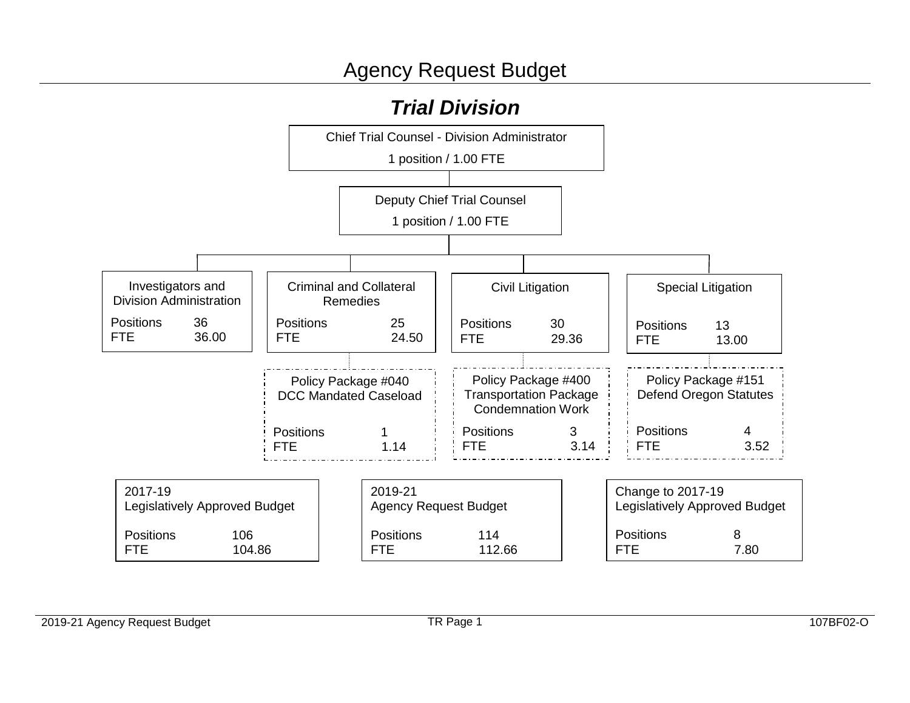# Agency Request Budget

## *Trial Division*

**Chief Trial Counsel - Division Administrator**
1 position / 1.00 FTE

**Deputy Chief Trial Counsel**
1 position / 1.00 FTE

| Unit | Positions | FTE |
|---|---|---|
| Investigators and Division Administration | 36 | 36.00 |
| Criminal and Collateral Remedies | 25 | 24.50 |
| Civil Litigation | 30 | 29.36 |
| Special Litigation | 13 | 13.00 |

| Policy Package | Positions | FTE |
|---|---|---|
| Policy Package #040 DCC Mandated Caseload | 1 | 1.14 |
| Policy Package #400 Transportation Package Condemnation Work | 3 | 3.14 |
| Policy Package #151 Defend Oregon Statutes | 4 | 3.52 |

| | Positions | FTE |
|---|---|---|
| 2017-19 Legislatively Approved Budget | 106 | 104.86 |
| 2019-21 Agency Request Budget | 114 | 112.66 |
| Change to 2017-19 Legislatively Approved Budget | 8 | 7.80 |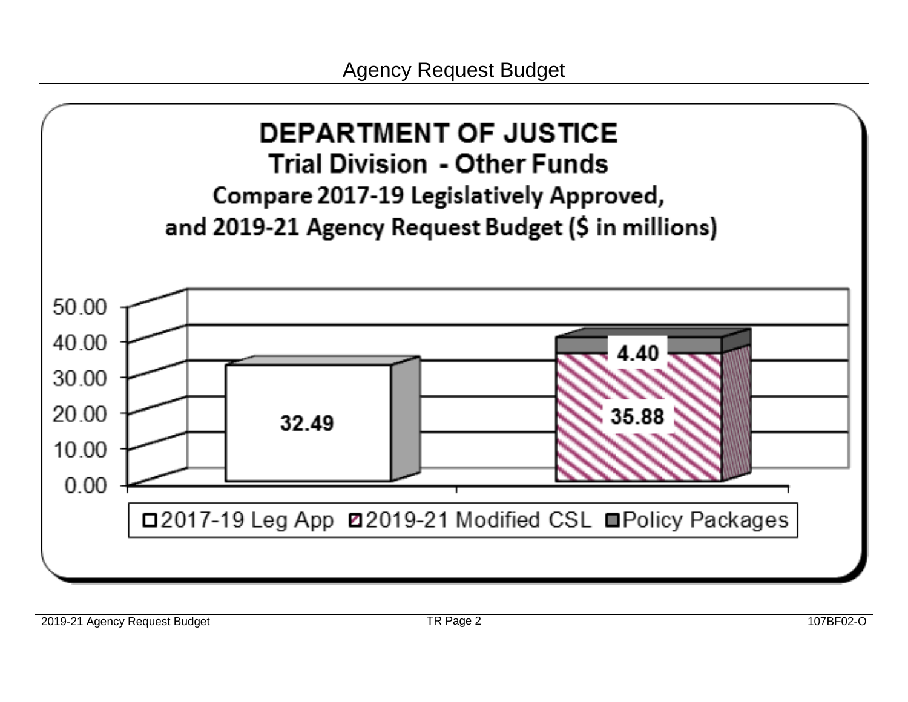# Agency Request Budget

## DEPARTMENT OF JUSTICE

### Trial Division - Other Funds

### Compare 2017-19 Legislatively Approved, and 2019-21 Agency Request Budget ($ in millions)

| | 2017-19 Leg App | 2019-21 Modified CSL | Policy Packages |
|---|---|---|---|
| 2017-19 | 32.49 | | |
| 2019-21 | | 35.88 | 4.40 |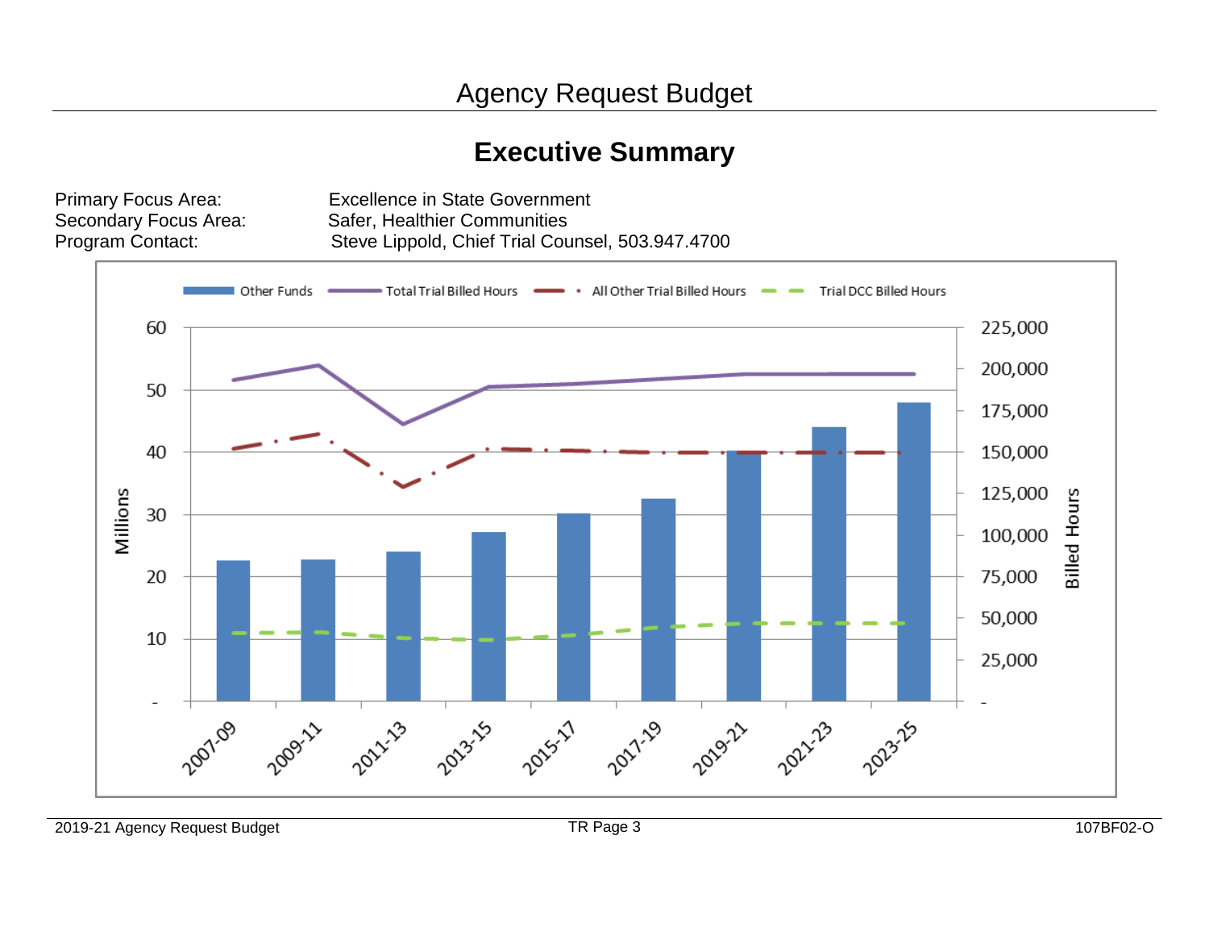# Agency Request Budget

## Executive Summary

Primary Focus Area: Excellence in State Government
Secondary Focus Area: Safer, Healthier Communities
Program Contact: Steve Lippold, Chief Trial Counsel, 503.947.4700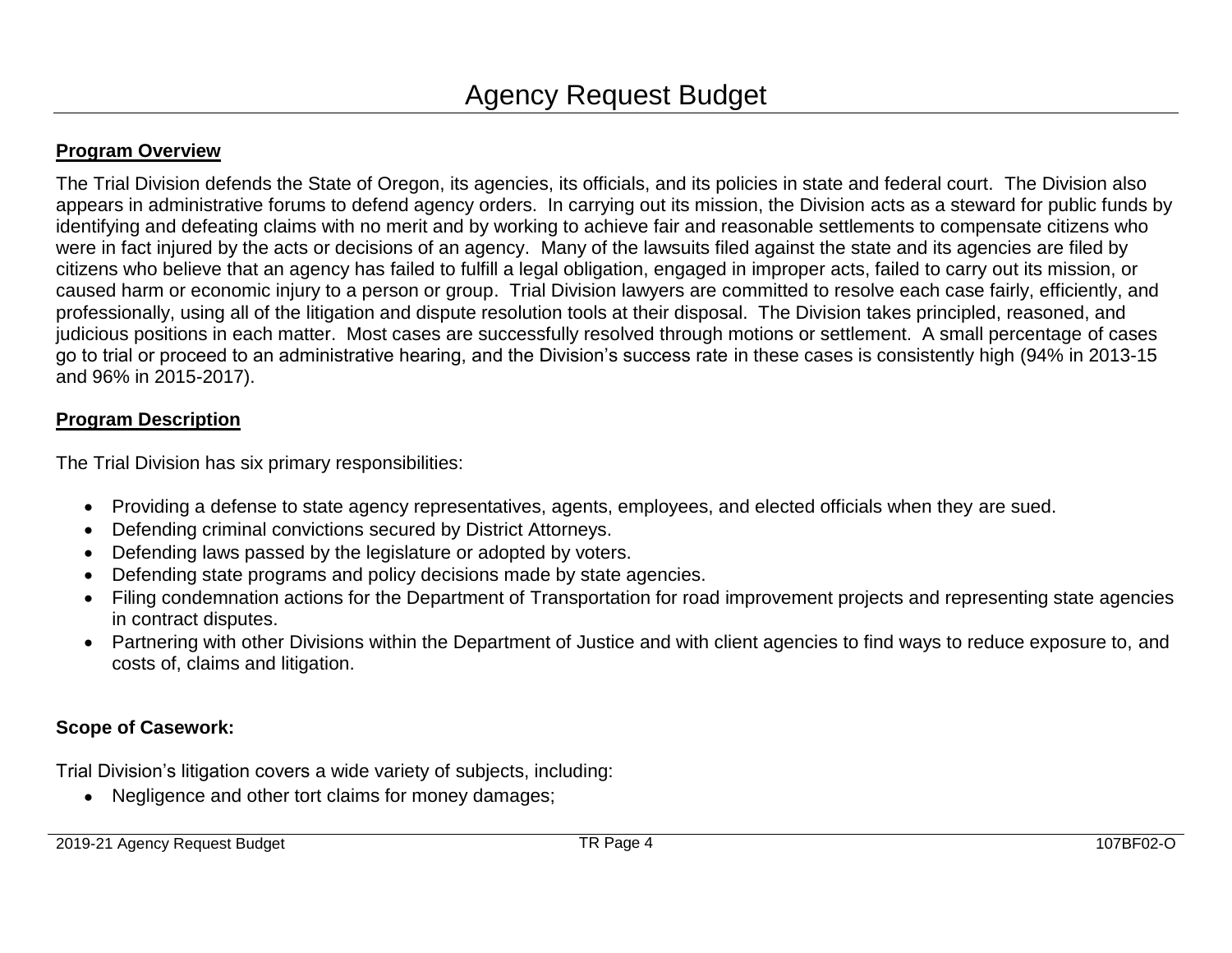# Agency Request Budget

**Program Overview**

The Trial Division defends the State of Oregon, its agencies, its officials, and its policies in state and federal court. The Division also appears in administrative forums to defend agency orders. In carrying out its mission, the Division acts as a steward for public funds by identifying and defeating claims with no merit and by working to achieve fair and reasonable settlements to compensate citizens who were in fact injured by the acts or decisions of an agency. Many of the lawsuits filed against the state and its agencies are filed by citizens who believe that an agency has failed to fulfill a legal obligation, engaged in improper acts, failed to carry out its mission, or caused harm or economic injury to a person or group. Trial Division lawyers are committed to resolve each case fairly, efficiently, and professionally, using all of the litigation and dispute resolution tools at their disposal. The Division takes principled, reasoned, and judicious positions in each matter. Most cases are successfully resolved through motions or settlement. A small percentage of cases go to trial or proceed to an administrative hearing, and the Division's success rate in these cases is consistently high (94% in 2013-15 and 96% in 2015-2017).

**Program Description**

The Trial Division has six primary responsibilities:

- Providing a defense to state agency representatives, agents, employees, and elected officials when they are sued.
- Defending criminal convictions secured by District Attorneys.
- Defending laws passed by the legislature or adopted by voters.
- Defending state programs and policy decisions made by state agencies.
- Filing condemnation actions for the Department of Transportation for road improvement projects and representing state agencies in contract disputes.
- Partnering with other Divisions within the Department of Justice and with client agencies to find ways to reduce exposure to, and costs of, claims and litigation.

**Scope of Casework:**

Trial Division's litigation covers a wide variety of subjects, including:

- Negligence and other tort claims for money damages;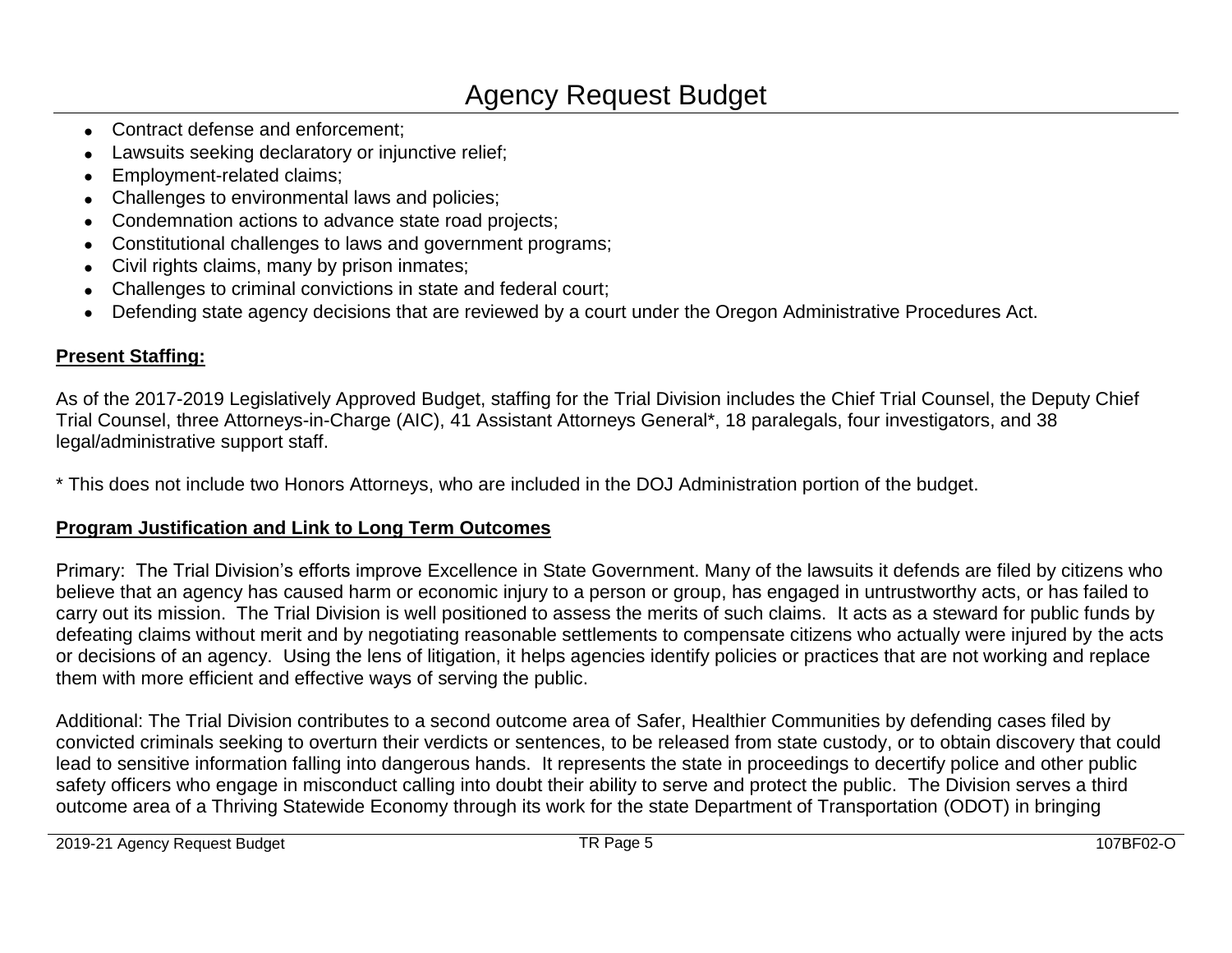- Contract defense and enforcement;
- Lawsuits seeking declaratory or injunctive relief;
- Employment-related claims;
- Challenges to environmental laws and policies;
- Condemnation actions to advance state road projects;
- Constitutional challenges to laws and government programs;
- Civil rights claims, many by prison inmates;
- Challenges to criminal convictions in state and federal court;
- Defending state agency decisions that are reviewed by a court under the Oregon Administrative Procedures Act.

**Present Staffing:**

As of the 2017-2019 Legislatively Approved Budget, staffing for the Trial Division includes the Chief Trial Counsel, the Deputy Chief Trial Counsel, three Attorneys-in-Charge (AIC), 41 Assistant Attorneys General*, 18 paralegals, four investigators, and 38 legal/administrative support staff.

* This does not include two Honors Attorneys, who are included in the DOJ Administration portion of the budget.

**Program Justification and Link to Long Term Outcomes**

Primary: The Trial Division's efforts improve Excellence in State Government. Many of the lawsuits it defends are filed by citizens who believe that an agency has caused harm or economic injury to a person or group, has engaged in untrustworthy acts, or has failed to carry out its mission. The Trial Division is well positioned to assess the merits of such claims. It acts as a steward for public funds by defeating claims without merit and by negotiating reasonable settlements to compensate citizens who actually were injured by the acts or decisions of an agency. Using the lens of litigation, it helps agencies identify policies or practices that are not working and replace them with more efficient and effective ways of serving the public.

Additional: The Trial Division contributes to a second outcome area of Safer, Healthier Communities by defending cases filed by convicted criminals seeking to overturn their verdicts or sentences, to be released from state custody, or to obtain discovery that could lead to sensitive information falling into dangerous hands. It represents the state in proceedings to decertify police and other public safety officers who engage in misconduct calling into doubt their ability to serve and protect the public. The Division serves a third outcome area of a Thriving Statewide Economy through its work for the state Department of Transportation (ODOT) in bringing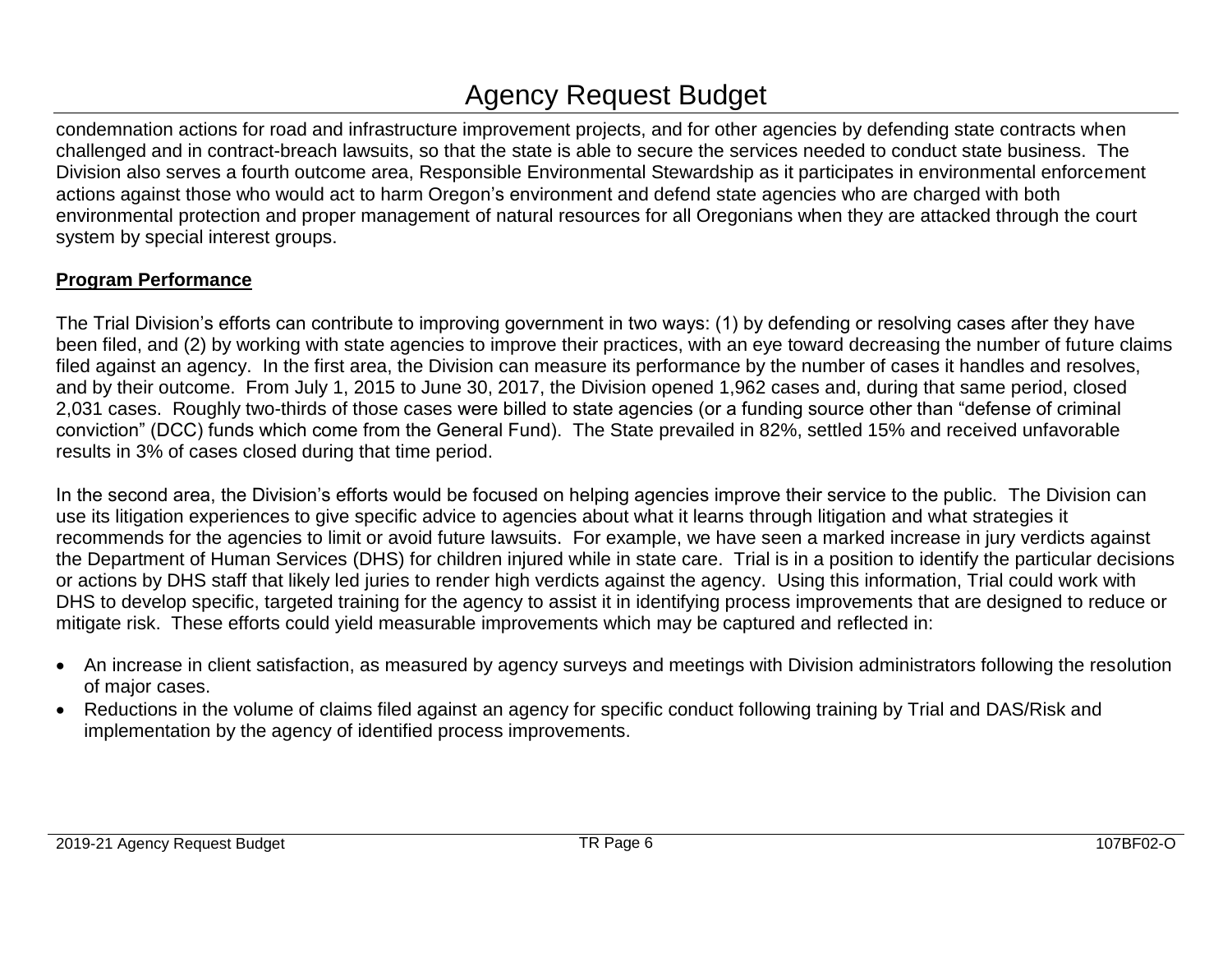condemnation actions for road and infrastructure improvement projects, and for other agencies by defending state contracts when challenged and in contract-breach lawsuits, so that the state is able to secure the services needed to conduct state business. The Division also serves a fourth outcome area, Responsible Environmental Stewardship as it participates in environmental enforcement actions against those who would act to harm Oregon's environment and defend state agencies who are charged with both environmental protection and proper management of natural resources for all Oregonians when they are attacked through the court system by special interest groups.

## Program Performance

The Trial Division's efforts can contribute to improving government in two ways: (1) by defending or resolving cases after they have been filed, and (2) by working with state agencies to improve their practices, with an eye toward decreasing the number of future claims filed against an agency. In the first area, the Division can measure its performance by the number of cases it handles and resolves, and by their outcome. From July 1, 2015 to June 30, 2017, the Division opened 1,962 cases and, during that same period, closed 2,031 cases. Roughly two-thirds of those cases were billed to state agencies (or a funding source other than "defense of criminal conviction" (DCC) funds which come from the General Fund). The State prevailed in 82%, settled 15% and received unfavorable results in 3% of cases closed during that time period.

In the second area, the Division's efforts would be focused on helping agencies improve their service to the public. The Division can use its litigation experiences to give specific advice to agencies about what it learns through litigation and what strategies it recommends for the agencies to limit or avoid future lawsuits. For example, we have seen a marked increase in jury verdicts against the Department of Human Services (DHS) for children injured while in state care. Trial is in a position to identify the particular decisions or actions by DHS staff that likely led juries to render high verdicts against the agency. Using this information, Trial could work with DHS to develop specific, targeted training for the agency to assist it in identifying process improvements that are designed to reduce or mitigate risk. These efforts could yield measurable improvements which may be captured and reflected in:

- An increase in client satisfaction, as measured by agency surveys and meetings with Division administrators following the resolution of major cases.
- Reductions in the volume of claims filed against an agency for specific conduct following training by Trial and DAS/Risk and implementation by the agency of identified process improvements.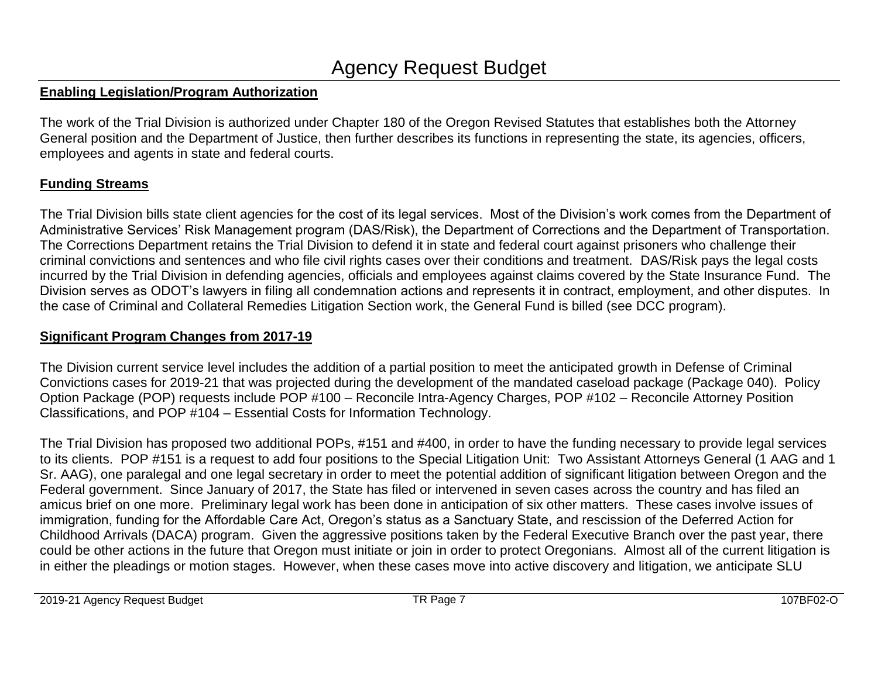# Agency Request Budget

**Enabling Legislation/Program Authorization**

The work of the Trial Division is authorized under Chapter 180 of the Oregon Revised Statutes that establishes both the Attorney General position and the Department of Justice, then further describes its functions in representing the state, its agencies, officers, employees and agents in state and federal courts.

**Funding Streams**

The Trial Division bills state client agencies for the cost of its legal services. Most of the Division's work comes from the Department of Administrative Services' Risk Management program (DAS/Risk), the Department of Corrections and the Department of Transportation. The Corrections Department retains the Trial Division to defend it in state and federal court against prisoners who challenge their criminal convictions and sentences and who file civil rights cases over their conditions and treatment. DAS/Risk pays the legal costs incurred by the Trial Division in defending agencies, officials and employees against claims covered by the State Insurance Fund. The Division serves as ODOT's lawyers in filing all condemnation actions and represents it in contract, employment, and other disputes. In the case of Criminal and Collateral Remedies Litigation Section work, the General Fund is billed (see DCC program).

**Significant Program Changes from 2017-19**

The Division current service level includes the addition of a partial position to meet the anticipated growth in Defense of Criminal Convictions cases for 2019-21 that was projected during the development of the mandated caseload package (Package 040). Policy Option Package (POP) requests include POP #100 – Reconcile Intra-Agency Charges, POP #102 – Reconcile Attorney Position Classifications, and POP #104 – Essential Costs for Information Technology.

The Trial Division has proposed two additional POPs, #151 and #400, in order to have the funding necessary to provide legal services to its clients. POP #151 is a request to add four positions to the Special Litigation Unit: Two Assistant Attorneys General (1 AAG and 1 Sr. AAG), one paralegal and one legal secretary in order to meet the potential addition of significant litigation between Oregon and the Federal government. Since January of 2017, the State has filed or intervened in seven cases across the country and has filed an amicus brief on one more. Preliminary legal work has been done in anticipation of six other matters. These cases involve issues of immigration, funding for the Affordable Care Act, Oregon's status as a Sanctuary State, and rescission of the Deferred Action for Childhood Arrivals (DACA) program. Given the aggressive positions taken by the Federal Executive Branch over the past year, there could be other actions in the future that Oregon must initiate or join in order to protect Oregonians. Almost all of the current litigation is in either the pleadings or motion stages. However, when these cases move into active discovery and litigation, we anticipate SLU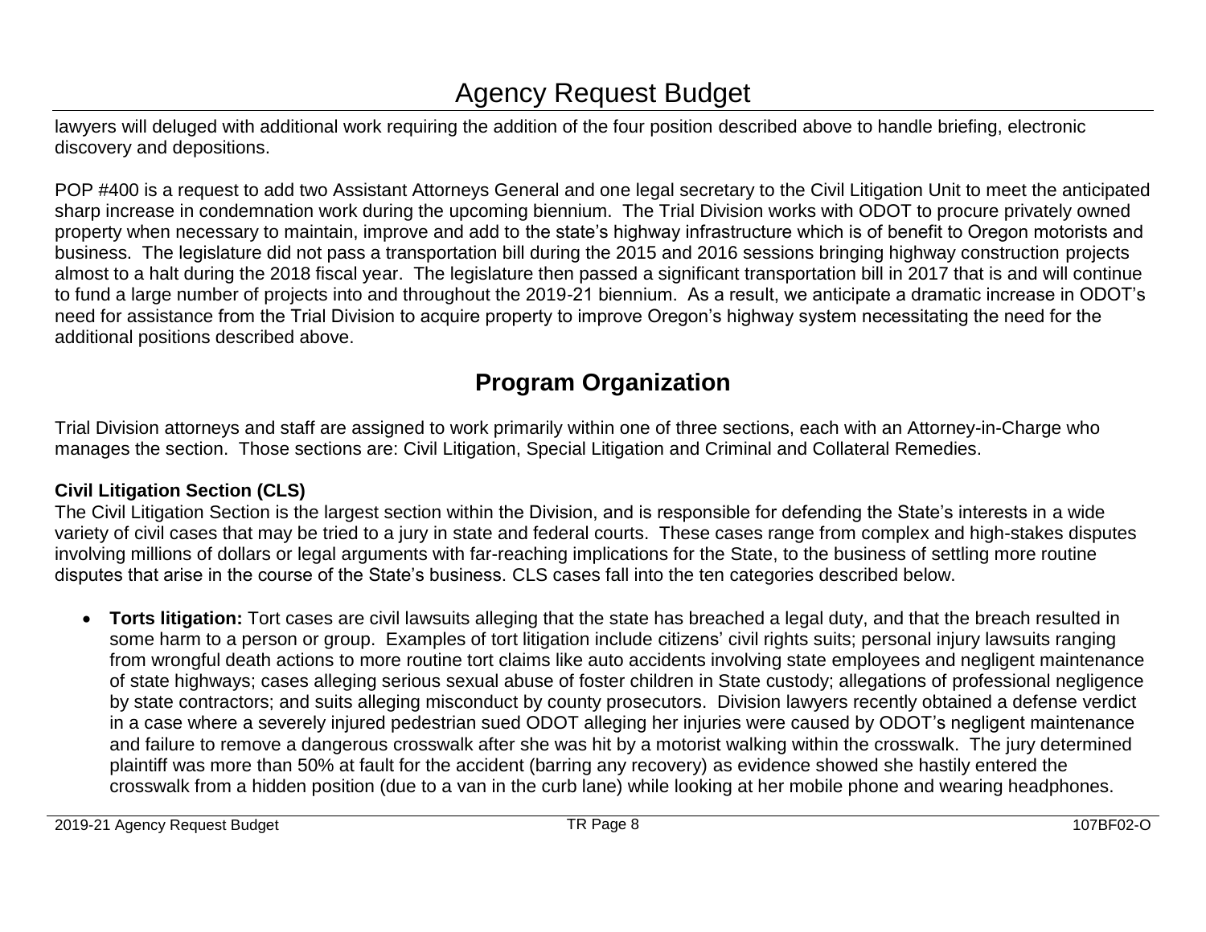lawyers will deluged with additional work requiring the addition of the four position described above to handle briefing, electronic discovery and depositions.

POP #400 is a request to add two Assistant Attorneys General and one legal secretary to the Civil Litigation Unit to meet the anticipated sharp increase in condemnation work during the upcoming biennium. The Trial Division works with ODOT to procure privately owned property when necessary to maintain, improve and add to the state's highway infrastructure which is of benefit to Oregon motorists and business. The legislature did not pass a transportation bill during the 2015 and 2016 sessions bringing highway construction projects almost to a halt during the 2018 fiscal year. The legislature then passed a significant transportation bill in 2017 that is and will continue to fund a large number of projects into and throughout the 2019-21 biennium. As a result, we anticipate a dramatic increase in ODOT's need for assistance from the Trial Division to acquire property to improve Oregon's highway system necessitating the need for the additional positions described above.

## Program Organization

Trial Division attorneys and staff are assigned to work primarily within one of three sections, each with an Attorney-in-Charge who manages the section. Those sections are: Civil Litigation, Special Litigation and Criminal and Collateral Remedies.

### Civil Litigation Section (CLS)

The Civil Litigation Section is the largest section within the Division, and is responsible for defending the State's interests in a wide variety of civil cases that may be tried to a jury in state and federal courts. These cases range from complex and high-stakes disputes involving millions of dollars or legal arguments with far-reaching implications for the State, to the business of settling more routine disputes that arise in the course of the State's business. CLS cases fall into the ten categories described below.

- **Torts litigation:** Tort cases are civil lawsuits alleging that the state has breached a legal duty, and that the breach resulted in some harm to a person or group. Examples of tort litigation include citizens' civil rights suits; personal injury lawsuits ranging from wrongful death actions to more routine tort claims like auto accidents involving state employees and negligent maintenance of state highways; cases alleging serious sexual abuse of foster children in State custody; allegations of professional negligence by state contractors; and suits alleging misconduct by county prosecutors. Division lawyers recently obtained a defense verdict in a case where a severely injured pedestrian sued ODOT alleging her injuries were caused by ODOT's negligent maintenance and failure to remove a dangerous crosswalk after she was hit by a motorist walking within the crosswalk. The jury determined plaintiff was more than 50% at fault for the accident (barring any recovery) as evidence showed she hastily entered the crosswalk from a hidden position (due to a van in the curb lane) while looking at her mobile phone and wearing headphones.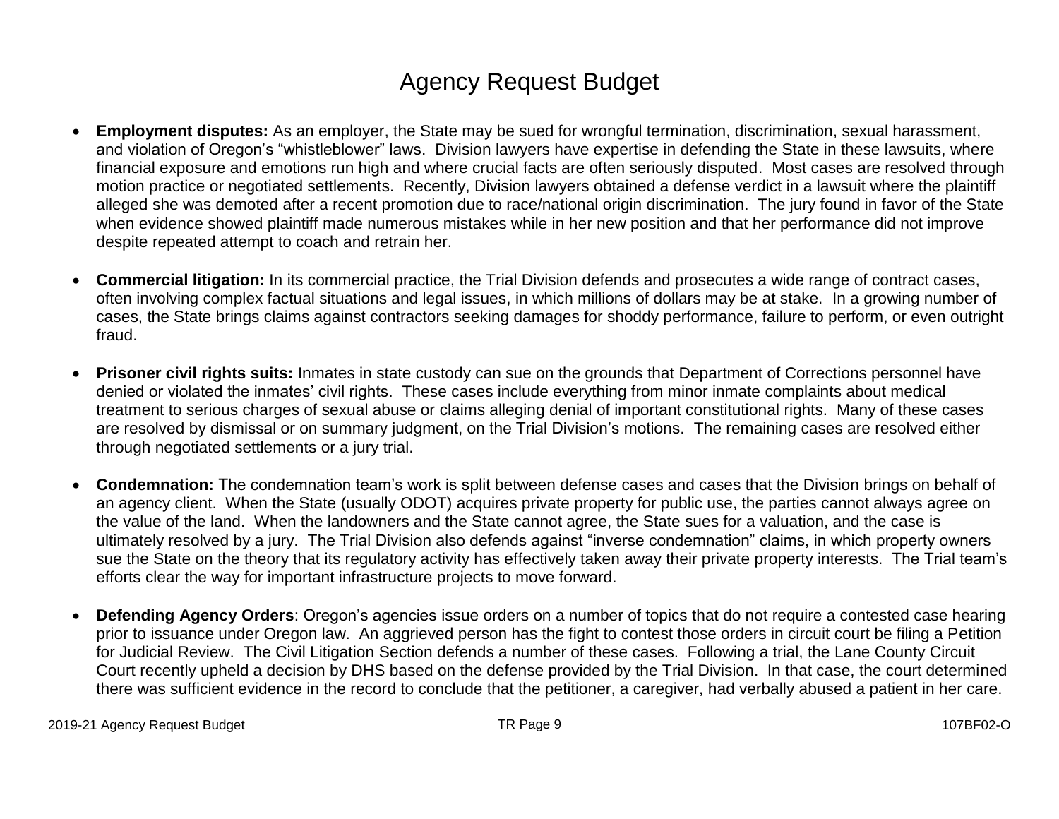- **Employment disputes:** As an employer, the State may be sued for wrongful termination, discrimination, sexual harassment, and violation of Oregon's "whistleblower" laws. Division lawyers have expertise in defending the State in these lawsuits, where financial exposure and emotions run high and where crucial facts are often seriously disputed. Most cases are resolved through motion practice or negotiated settlements. Recently, Division lawyers obtained a defense verdict in a lawsuit where the plaintiff alleged she was demoted after a recent promotion due to race/national origin discrimination. The jury found in favor of the State when evidence showed plaintiff made numerous mistakes while in her new position and that her performance did not improve despite repeated attempt to coach and retrain her.

- **Commercial litigation:** In its commercial practice, the Trial Division defends and prosecutes a wide range of contract cases, often involving complex factual situations and legal issues, in which millions of dollars may be at stake. In a growing number of cases, the State brings claims against contractors seeking damages for shoddy performance, failure to perform, or even outright fraud.

- **Prisoner civil rights suits:** Inmates in state custody can sue on the grounds that Department of Corrections personnel have denied or violated the inmates' civil rights. These cases include everything from minor inmate complaints about medical treatment to serious charges of sexual abuse or claims alleging denial of important constitutional rights. Many of these cases are resolved by dismissal or on summary judgment, on the Trial Division's motions. The remaining cases are resolved either through negotiated settlements or a jury trial.

- **Condemnation:** The condemnation team's work is split between defense cases and cases that the Division brings on behalf of an agency client. When the State (usually ODOT) acquires private property for public use, the parties cannot always agree on the value of the land. When the landowners and the State cannot agree, the State sues for a valuation, and the case is ultimately resolved by a jury. The Trial Division also defends against "inverse condemnation" claims, in which property owners sue the State on the theory that its regulatory activity has effectively taken away their private property interests. The Trial team's efforts clear the way for important infrastructure projects to move forward.

- **Defending Agency Orders**: Oregon's agencies issue orders on a number of topics that do not require a contested case hearing prior to issuance under Oregon law. An aggrieved person has the fight to contest those orders in circuit court be filing a Petition for Judicial Review. The Civil Litigation Section defends a number of these cases. Following a trial, the Lane County Circuit Court recently upheld a decision by DHS based on the defense provided by the Trial Division. In that case, the court determined there was sufficient evidence in the record to conclude that the petitioner, a caregiver, had verbally abused a patient in her care.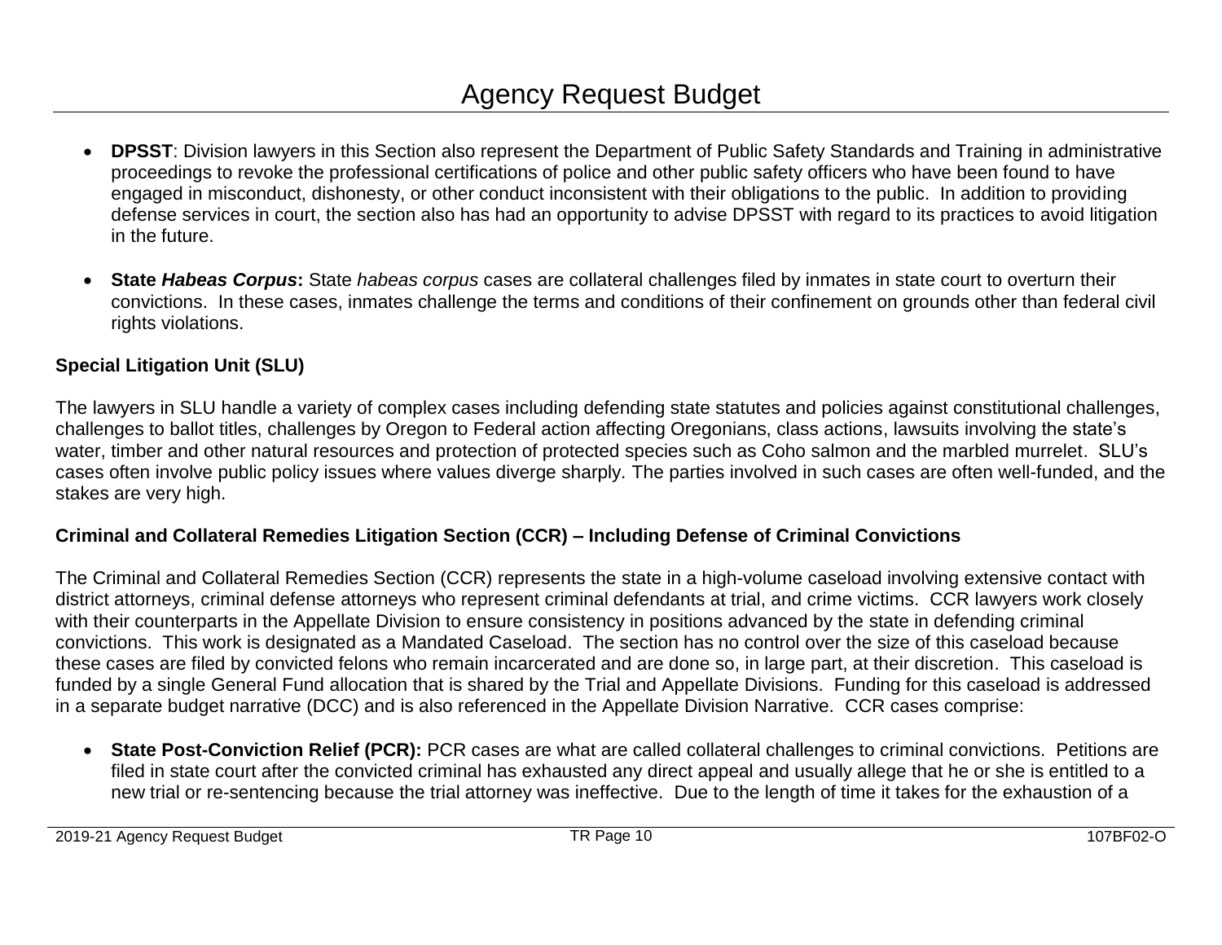- **DPSST**: Division lawyers in this Section also represent the Department of Public Safety Standards and Training in administrative proceedings to revoke the professional certifications of police and other public safety officers who have been found to have engaged in misconduct, dishonesty, or other conduct inconsistent with their obligations to the public. In addition to providing defense services in court, the section also has had an opportunity to advise DPSST with regard to its practices to avoid litigation in the future.

- **State *Habeas Corpus*:** State *habeas corpus* cases are collateral challenges filed by inmates in state court to overturn their convictions. In these cases, inmates challenge the terms and conditions of their confinement on grounds other than federal civil rights violations.

**Special Litigation Unit (SLU)**

The lawyers in SLU handle a variety of complex cases including defending state statutes and policies against constitutional challenges, challenges to ballot titles, challenges by Oregon to Federal action affecting Oregonians, class actions, lawsuits involving the state's water, timber and other natural resources and protection of protected species such as Coho salmon and the marbled murrelet. SLU's cases often involve public policy issues where values diverge sharply. The parties involved in such cases are often well-funded, and the stakes are very high.

**Criminal and Collateral Remedies Litigation Section (CCR) – Including Defense of Criminal Convictions**

The Criminal and Collateral Remedies Section (CCR) represents the state in a high-volume caseload involving extensive contact with district attorneys, criminal defense attorneys who represent criminal defendants at trial, and crime victims. CCR lawyers work closely with their counterparts in the Appellate Division to ensure consistency in positions advanced by the state in defending criminal convictions. This work is designated as a Mandated Caseload. The section has no control over the size of this caseload because these cases are filed by convicted felons who remain incarcerated and are done so, in large part, at their discretion. This caseload is funded by a single General Fund allocation that is shared by the Trial and Appellate Divisions. Funding for this caseload is addressed in a separate budget narrative (DCC) and is also referenced in the Appellate Division Narrative. CCR cases comprise:

- **State Post-Conviction Relief (PCR):** PCR cases are what are called collateral challenges to criminal convictions. Petitions are filed in state court after the convicted criminal has exhausted any direct appeal and usually allege that he or she is entitled to a new trial or re-sentencing because the trial attorney was ineffective. Due to the length of time it takes for the exhaustion of a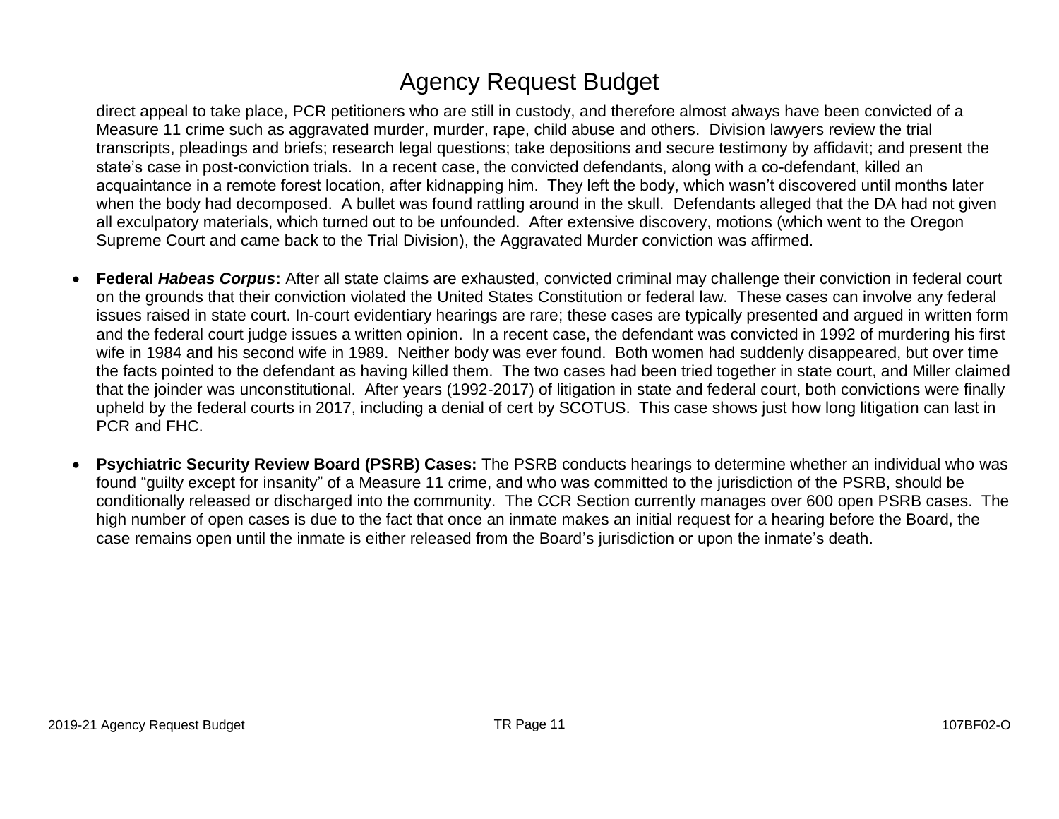direct appeal to take place, PCR petitioners who are still in custody, and therefore almost always have been convicted of a Measure 11 crime such as aggravated murder, murder, rape, child abuse and others. Division lawyers review the trial transcripts, pleadings and briefs; research legal questions; take depositions and secure testimony by affidavit; and present the state's case in post-conviction trials. In a recent case, the convicted defendants, along with a co-defendant, killed an acquaintance in a remote forest location, after kidnapping him. They left the body, which wasn't discovered until months later when the body had decomposed. A bullet was found rattling around in the skull. Defendants alleged that the DA had not given all exculpatory materials, which turned out to be unfounded. After extensive discovery, motions (which went to the Oregon Supreme Court and came back to the Trial Division), the Aggravated Murder conviction was affirmed.

- **Federal *Habeas Corpus*:** After all state claims are exhausted, convicted criminal may challenge their conviction in federal court on the grounds that their conviction violated the United States Constitution or federal law. These cases can involve any federal issues raised in state court. In-court evidentiary hearings are rare; these cases are typically presented and argued in written form and the federal court judge issues a written opinion. In a recent case, the defendant was convicted in 1992 of murdering his first wife in 1984 and his second wife in 1989. Neither body was ever found. Both women had suddenly disappeared, but over time the facts pointed to the defendant as having killed them. The two cases had been tried together in state court, and Miller claimed that the joinder was unconstitutional. After years (1992-2017) of litigation in state and federal court, both convictions were finally upheld by the federal courts in 2017, including a denial of cert by SCOTUS. This case shows just how long litigation can last in PCR and FHC.

- **Psychiatric Security Review Board (PSRB) Cases:** The PSRB conducts hearings to determine whether an individual who was found "guilty except for insanity" of a Measure 11 crime, and who was committed to the jurisdiction of the PSRB, should be conditionally released or discharged into the community. The CCR Section currently manages over 600 open PSRB cases. The high number of open cases is due to the fact that once an inmate makes an initial request for a hearing before the Board, the case remains open until the inmate is either released from the Board's jurisdiction or upon the inmate's death.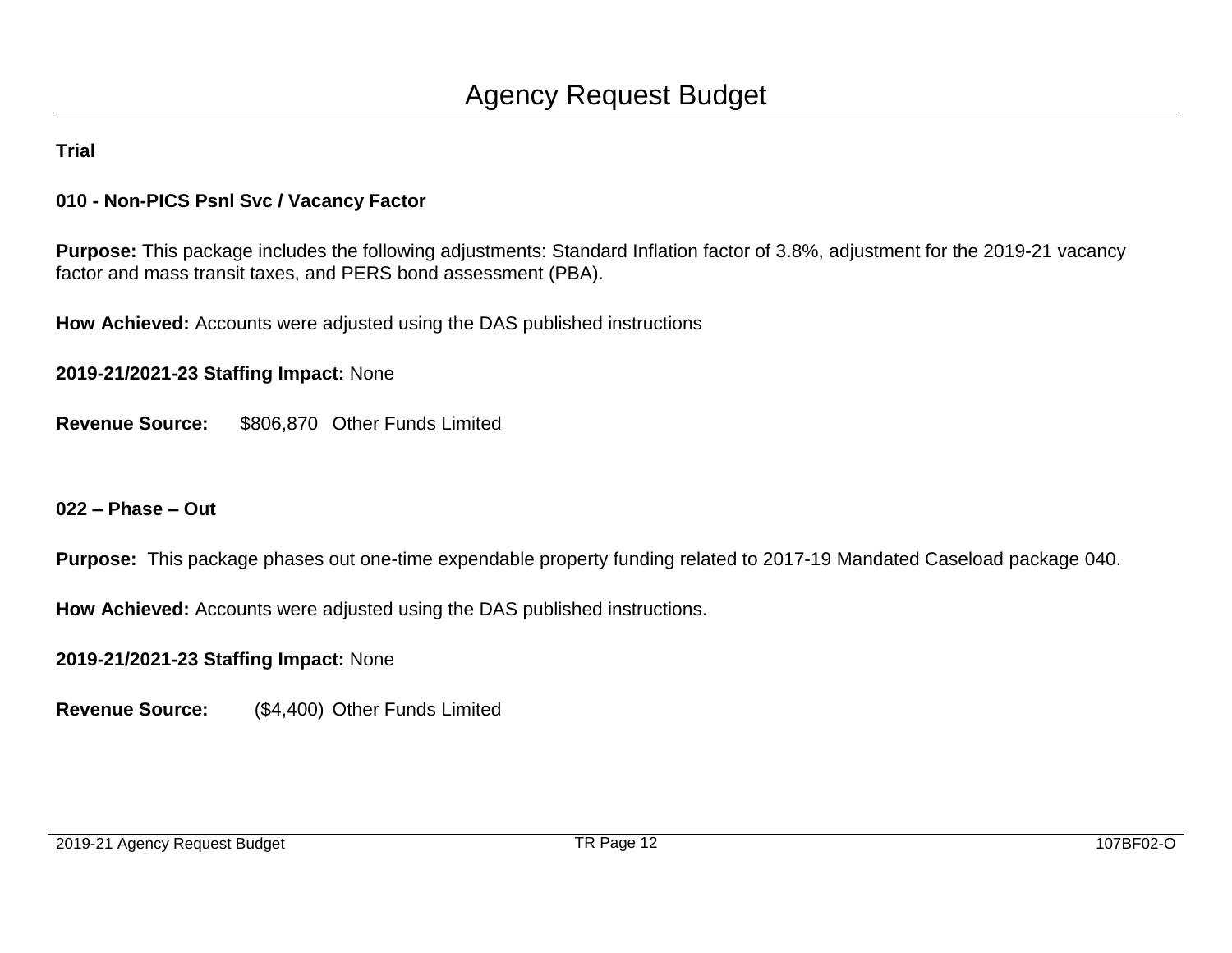# Agency Request Budget

**Trial**

**010 - Non-PICS Psnl Svc / Vacancy Factor**

**Purpose:** This package includes the following adjustments: Standard Inflation factor of 3.8%, adjustment for the 2019-21 vacancy factor and mass transit taxes, and PERS bond assessment (PBA).

**How Achieved:** Accounts were adjusted using the DAS published instructions

**2019-21/2021-23 Staffing Impact:** None

**Revenue Source:** $806,870 Other Funds Limited

**022 – Phase – Out**

**Purpose:** This package phases out one-time expendable property funding related to 2017-19 Mandated Caseload package 040.

**How Achieved:** Accounts were adjusted using the DAS published instructions.

**2019-21/2021-23 Staffing Impact:** None

**Revenue Source:** ($4,400) Other Funds Limited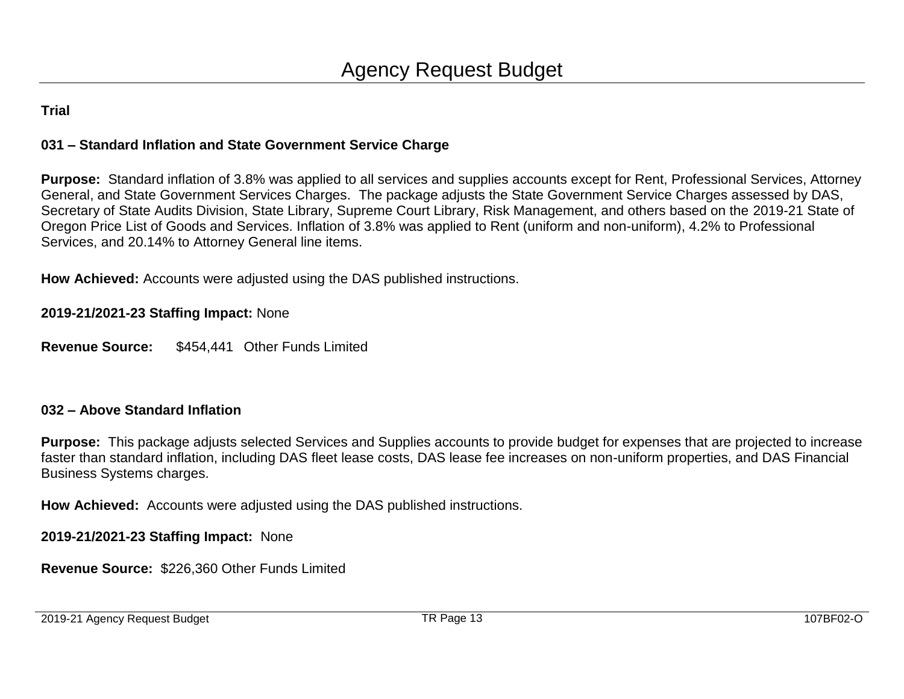**Trial**

**031 – Standard Inflation and State Government Service Charge**

**Purpose:** Standard inflation of 3.8% was applied to all services and supplies accounts except for Rent, Professional Services, Attorney General, and State Government Services Charges. The package adjusts the State Government Service Charges assessed by DAS, Secretary of State Audits Division, State Library, Supreme Court Library, Risk Management, and others based on the 2019-21 State of Oregon Price List of Goods and Services. Inflation of 3.8% was applied to Rent (uniform and non-uniform), 4.2% to Professional Services, and 20.14% to Attorney General line items.

**How Achieved:** Accounts were adjusted using the DAS published instructions.

**2019-21/2021-23 Staffing Impact:** None

**Revenue Source:** $454,441 Other Funds Limited

**032 – Above Standard Inflation**

**Purpose:** This package adjusts selected Services and Supplies accounts to provide budget for expenses that are projected to increase faster than standard inflation, including DAS fleet lease costs, DAS lease fee increases on non-uniform properties, and DAS Financial Business Systems charges.

**How Achieved:** Accounts were adjusted using the DAS published instructions.

**2019-21/2021-23 Staffing Impact:** None

**Revenue Source:** $226,360 Other Funds Limited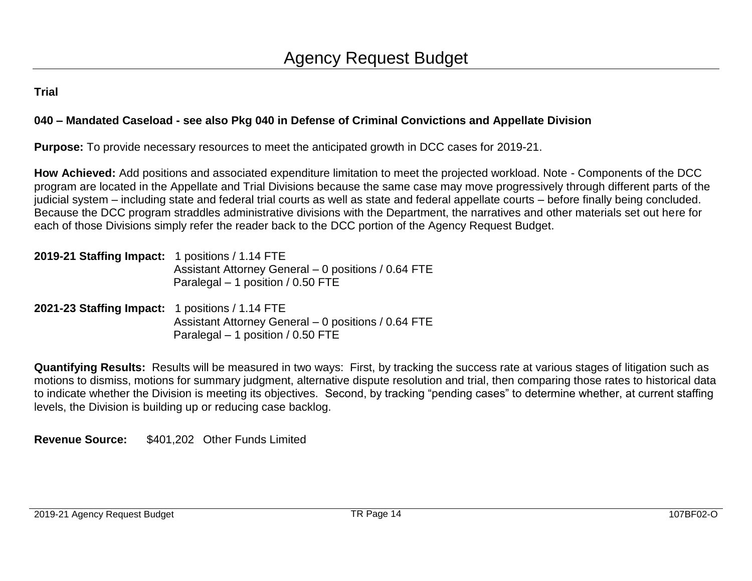# Agency Request Budget

**Trial**

**040 – Mandated Caseload - see also Pkg 040 in Defense of Criminal Convictions and Appellate Division**

**Purpose:** To provide necessary resources to meet the anticipated growth in DCC cases for 2019-21.

**How Achieved:** Add positions and associated expenditure limitation to meet the projected workload. Note - Components of the DCC program are located in the Appellate and Trial Divisions because the same case may move progressively through different parts of the judicial system – including state and federal trial courts as well as state and federal appellate courts – before finally being concluded. Because the DCC program straddles administrative divisions with the Department, the narratives and other materials set out here for each of those Divisions simply refer the reader back to the DCC portion of the Agency Request Budget.

**2019-21 Staffing Impact:** 1 positions / 1.14 FTE
Assistant Attorney General – 0 positions / 0.64 FTE
Paralegal – 1 position / 0.50 FTE

**2021-23 Staffing Impact:** 1 positions / 1.14 FTE
Assistant Attorney General – 0 positions / 0.64 FTE
Paralegal – 1 position / 0.50 FTE

**Quantifying Results:** Results will be measured in two ways: First, by tracking the success rate at various stages of litigation such as motions to dismiss, motions for summary judgment, alternative dispute resolution and trial, then comparing those rates to historical data to indicate whether the Division is meeting its objectives. Second, by tracking "pending cases" to determine whether, at current staffing levels, the Division is building up or reducing case backlog.

**Revenue Source:** $401,202 Other Funds Limited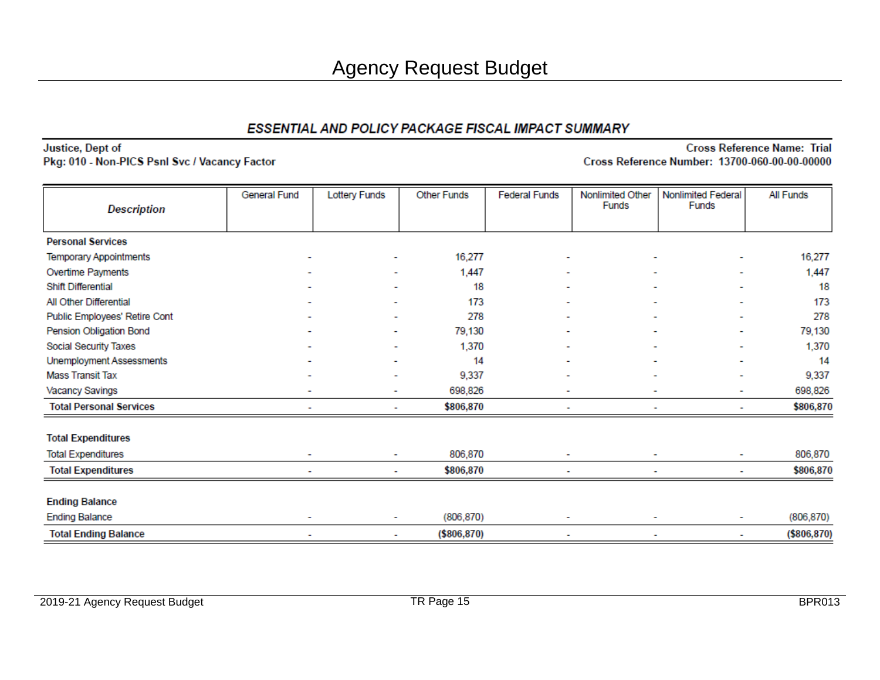# Agency Request Budget

## ESSENTIAL AND POLICY PACKAGE FISCAL IMPACT SUMMARY

**Justice, Dept of**
**Pkg: 010 - Non-PICS Psnl Svc / Vacancy Factor**

**Cross Reference Name: Trial**
**Cross Reference Number: 13700-060-00-00-00000**

| *Description* | General Fund | Lottery Funds | Other Funds | Federal Funds | Nonlimited Other Funds | Nonlimited Federal Funds | All Funds |
|---|---|---|---|---|---|---|---|
| **Personal Services** | | | | | | | |
| Temporary Appointments | - | - | 16,277 | - | - | - | 16,277 |
| Overtime Payments | - | - | 1,447 | - | - | - | 1,447 |
| Shift Differential | - | - | 18 | - | - | - | 18 |
| All Other Differential | - | - | 173 | - | - | - | 173 |
| Public Employees' Retire Cont | - | - | 278 | - | - | - | 278 |
| Pension Obligation Bond | - | - | 79,130 | - | - | - | 79,130 |
| Social Security Taxes | - | - | 1,370 | - | - | - | 1,370 |
| Unemployment Assessments | - | - | 14 | - | - | - | 14 |
| Mass Transit Tax | - | - | 9,337 | - | - | - | 9,337 |
| Vacancy Savings | - | - | 698,826 | - | - | - | 698,826 |
| **Total Personal Services** | - | - | **$806,870** | - | - | - | **$806,870** |
| **Total Expenditures** | | | | | | | |
| Total Expenditures | - | - | 806,870 | - | - | - | 806,870 |
| **Total Expenditures** | - | - | **$806,870** | - | - | - | **$806,870** |
| **Ending Balance** | | | | | | | |
| Ending Balance | - | - | (806,870) | - | - | - | (806,870) |
| **Total Ending Balance** | - | - | **($806,870)** | - | - | - | **($806,870)** |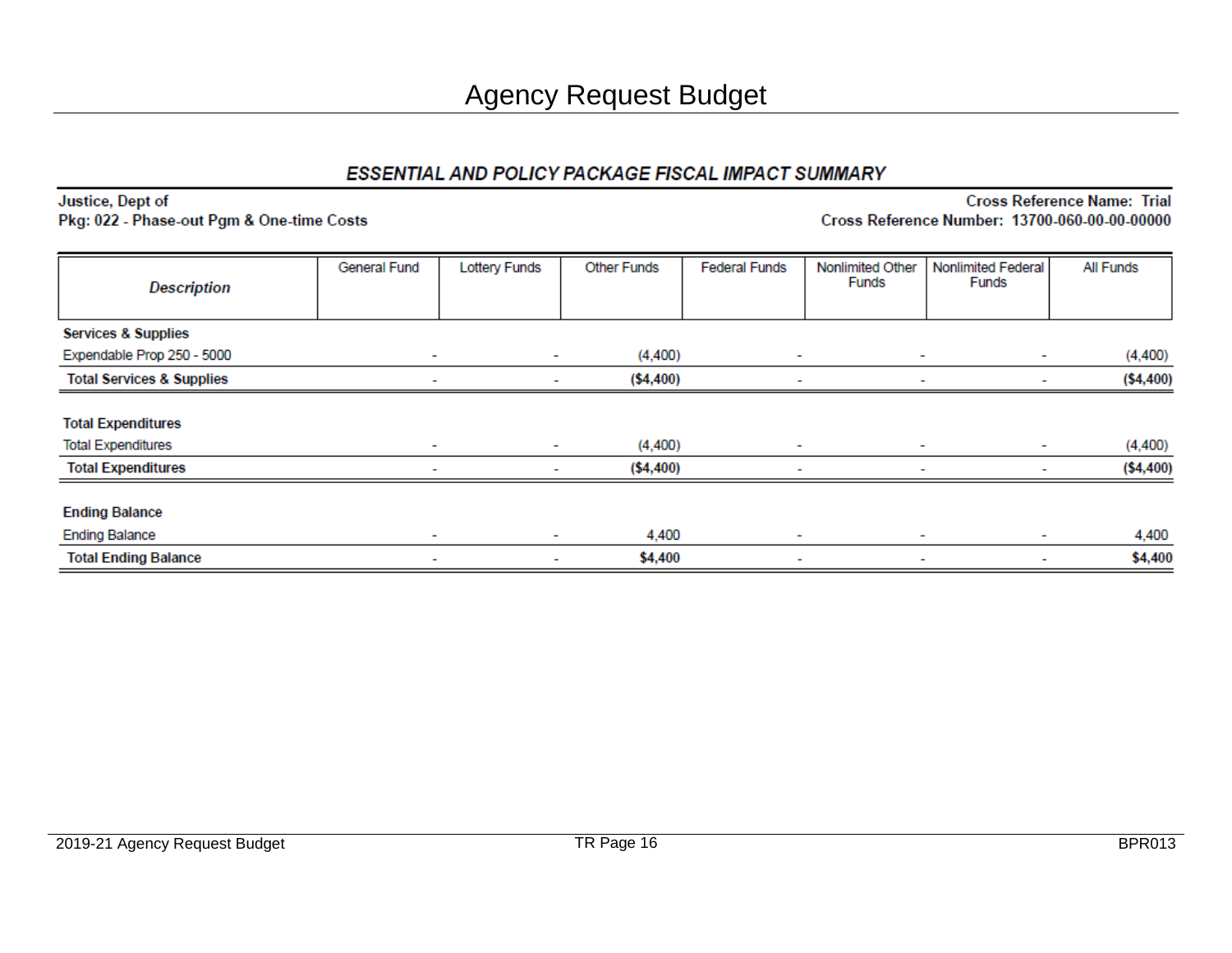# Agency Request Budget

## ESSENTIAL AND POLICY PACKAGE FISCAL IMPACT SUMMARY

**Justice, Dept of**
**Pkg: 022 - Phase-out Pgm & One-time Costs**

**Cross Reference Name: Trial**
**Cross Reference Number: 13700-060-00-00-00000**

| *Description* | General Fund | Lottery Funds | Other Funds | Federal Funds | Nonlimited Other Funds | Nonlimited Federal Funds | All Funds |
|---|---|---|---|---|---|---|---|
| **Services & Supplies** | | | | | | | |
| Expendable Prop 250 - 5000 | - | - | (4,400) | - | - | - | (4,400) |
| **Total Services & Supplies** | - | - | **($4,400)** | - | - | - | **($4,400)** |
| **Total Expenditures** | | | | | | | |
| Total Expenditures | - | - | (4,400) | - | - | - | (4,400) |
| **Total Expenditures** | - | - | **($4,400)** | - | - | - | **($4,400)** |
| **Ending Balance** | | | | | | | |
| Ending Balance | - | - | 4,400 | - | - | - | 4,400 |
| **Total Ending Balance** | - | - | **$4,400** | - | - | - | **$4,400** |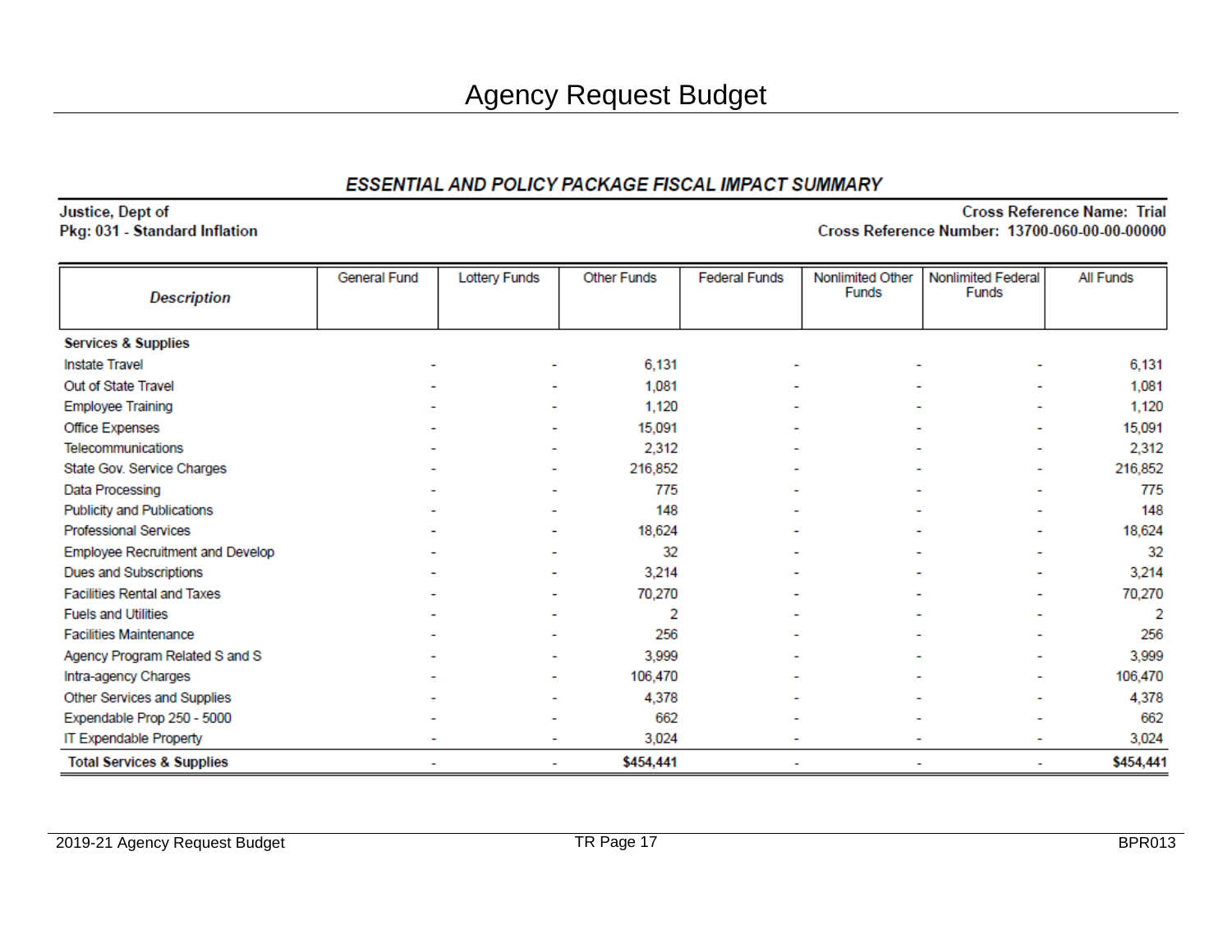# Agency Request Budget

## ESSENTIAL AND POLICY PACKAGE FISCAL IMPACT SUMMARY

**Justice, Dept of**
**Pkg: 031 - Standard Inflation**

**Cross Reference Name: Trial**
**Cross Reference Number: 13700-060-00-00-00000**

| Description | General Fund | Lottery Funds | Other Funds | Federal Funds | Nonlimited Other Funds | Nonlimited Federal Funds | All Funds |
|---|---|---|---|---|---|---|---|
| **Services & Supplies** | | | | | | | |
| Instate Travel | - | - | 6,131 | - | - | - | 6,131 |
| Out of State Travel | - | - | 1,081 | - | - | - | 1,081 |
| Employee Training | - | - | 1,120 | - | - | - | 1,120 |
| Office Expenses | - | - | 15,091 | - | - | - | 15,091 |
| Telecommunications | - | - | 2,312 | - | - | - | 2,312 |
| State Gov. Service Charges | - | - | 216,852 | - | - | - | 216,852 |
| Data Processing | - | - | 775 | - | - | - | 775 |
| Publicity and Publications | - | - | 148 | - | - | - | 148 |
| Professional Services | - | - | 18,624 | - | - | - | 18,624 |
| Employee Recruitment and Develop | - | - | 32 | - | - | - | 32 |
| Dues and Subscriptions | - | - | 3,214 | - | - | - | 3,214 |
| Facilities Rental and Taxes | - | - | 70,270 | - | - | - | 70,270 |
| Fuels and Utilities | - | - | 2 | - | - | - | 2 |
| Facilities Maintenance | - | - | 256 | - | - | - | 256 |
| Agency Program Related S and S | - | - | 3,999 | - | - | - | 3,999 |
| Intra-agency Charges | - | - | 106,470 | - | - | - | 106,470 |
| Other Services and Supplies | - | - | 4,378 | - | - | - | 4,378 |
| Expendable Prop 250 - 5000 | - | - | 662 | - | - | - | 662 |
| IT Expendable Property | - | - | 3,024 | - | - | - | 3,024 |
| **Total Services & Supplies** | - | - | **$454,441** | - | - | - | **$454,441** |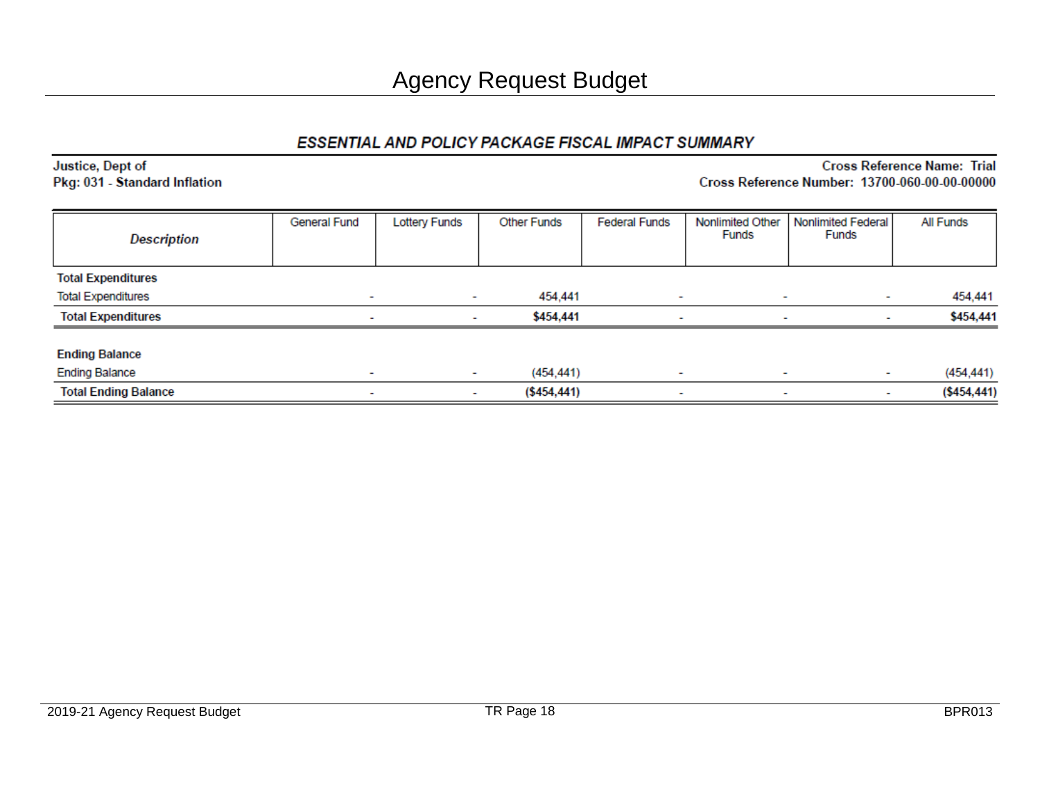# Agency Request Budget

## ESSENTIAL AND POLICY PACKAGE FISCAL IMPACT SUMMARY

**Justice, Dept of**
**Pkg: 031 - Standard Inflation**

**Cross Reference Name: Trial**
**Cross Reference Number: 13700-060-00-00-00000**

| Description | General Fund | Lottery Funds | Other Funds | Federal Funds | Nonlimited Other Funds | Nonlimited Federal Funds | All Funds |
|---|---|---|---|---|---|---|---|
| **Total Expenditures** | | | | | | | |
| Total Expenditures | - | - | 454,441 | - | - | - | 454,441 |
| **Total Expenditures** | - | - | **$454,441** | - | - | - | **$454,441** |
| | | | | | | | |
| **Ending Balance** | | | | | | | |
| Ending Balance | - | - | (454,441) | - | - | - | (454,441) |
| **Total Ending Balance** | - | - | **($454,441)** | - | - | - | **($454,441)** |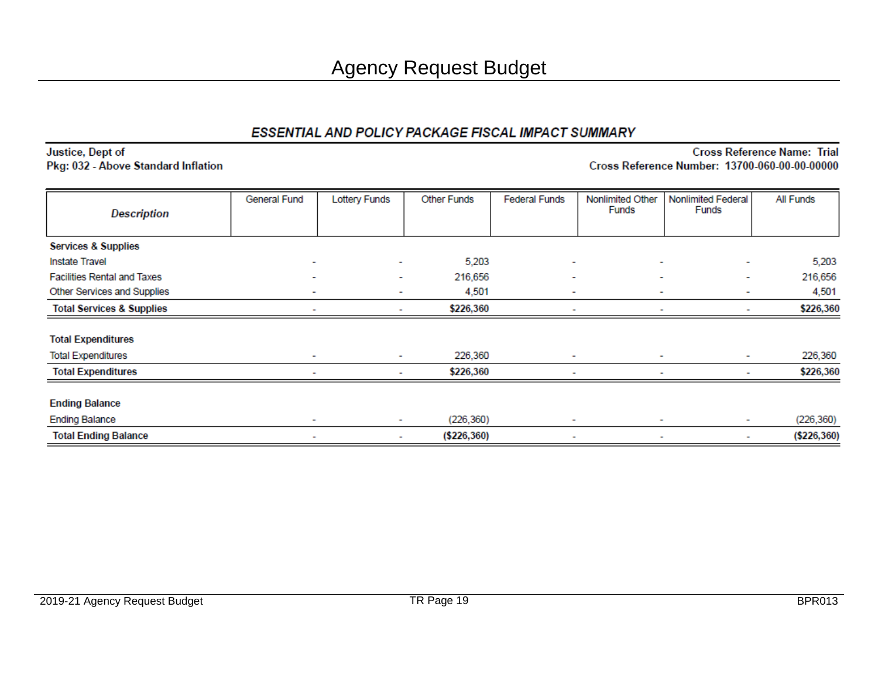# Agency Request Budget

## ESSENTIAL AND POLICY PACKAGE FISCAL IMPACT SUMMARY

**Justice, Dept of**
**Pkg: 032 - Above Standard Inflation**

**Cross Reference Name: Trial**
**Cross Reference Number: 13700-060-00-00-00000**

| Description | General Fund | Lottery Funds | Other Funds | Federal Funds | Nonlimited Other Funds | Nonlimited Federal Funds | All Funds |
|---|---|---|---|---|---|---|---|
| **Services & Supplies** | | | | | | | |
| Instate Travel | - | - | 5,203 | - | - | - | 5,203 |
| Facilities Rental and Taxes | - | - | 216,656 | - | - | - | 216,656 |
| Other Services and Supplies | - | - | 4,501 | - | - | - | 4,501 |
| **Total Services & Supplies** | - | - | **$226,360** | - | - | - | **$226,360** |
| **Total Expenditures** | | | | | | | |
| Total Expenditures | - | - | 226,360 | - | - | - | 226,360 |
| **Total Expenditures** | - | - | **$226,360** | - | - | - | **$226,360** |
| **Ending Balance** | | | | | | | |
| Ending Balance | - | - | (226,360) | - | - | - | (226,360) |
| **Total Ending Balance** | - | - | **($226,360)** | - | - | - | **($226,360)** |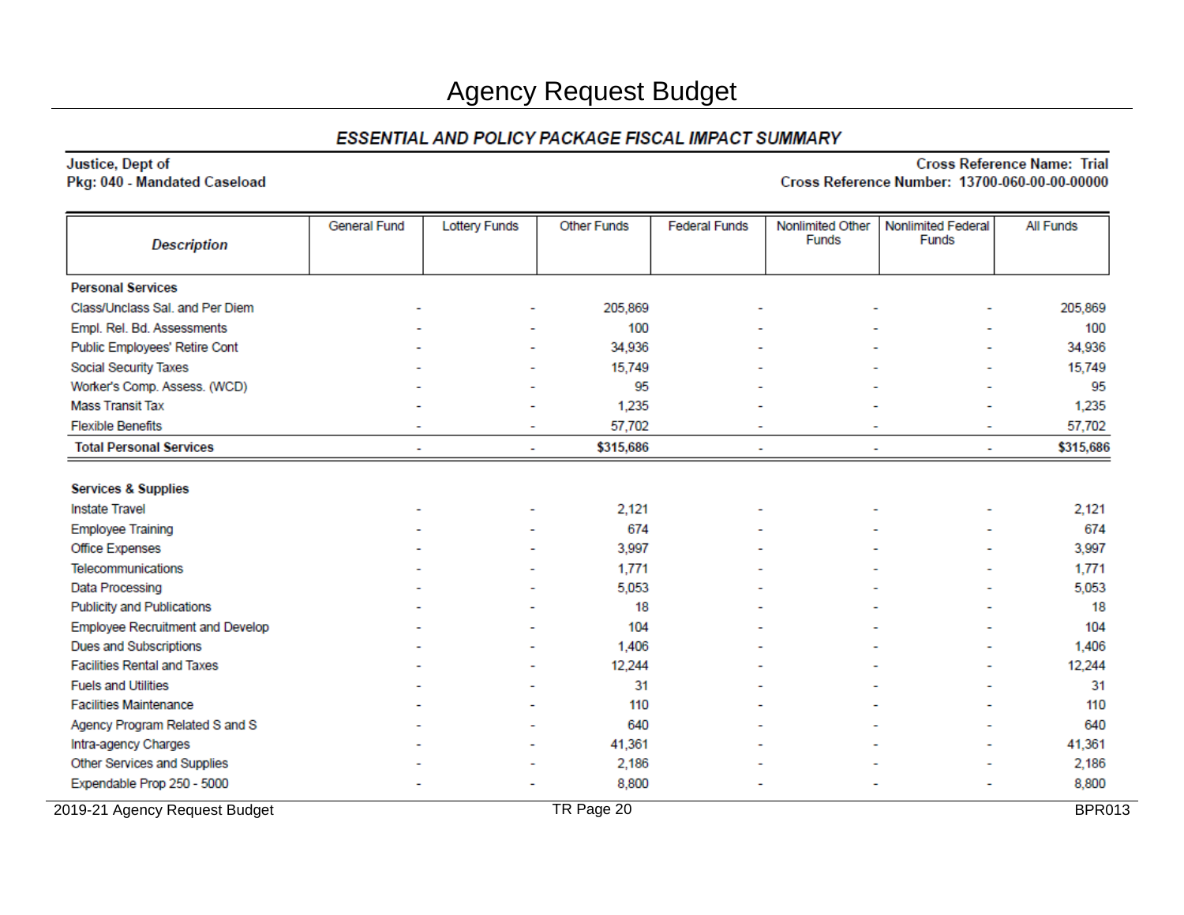# Agency Request Budget

## ESSENTIAL AND POLICY PACKAGE FISCAL IMPACT SUMMARY

**Justice, Dept of**
**Pkg: 040 - Mandated Caseload**

**Cross Reference Name: Trial**
**Cross Reference Number: 13700-060-00-00-00000**

| Description | General Fund | Lottery Funds | Other Funds | Federal Funds | Nonlimited Other Funds | Nonlimited Federal Funds | All Funds |
|---|---|---|---|---|---|---|---|
| **Personal Services** | | | | | | | |
| Class/Unclass Sal. and Per Diem | - | - | 205,869 | - | - | - | 205,869 |
| Empl. Rel. Bd. Assessments | - | - | 100 | - | - | - | 100 |
| Public Employees' Retire Cont | - | - | 34,936 | - | - | - | 34,936 |
| Social Security Taxes | - | - | 15,749 | - | - | - | 15,749 |
| Worker's Comp. Assess. (WCD) | - | - | 95 | - | - | - | 95 |
| Mass Transit Tax | - | - | 1,235 | - | - | - | 1,235 |
| Flexible Benefits | - | - | 57,702 | - | - | - | 57,702 |
| **Total Personal Services** | - | - | **$315,686** | - | - | - | **$315,686** |
| | | | | | | | |
| **Services & Supplies** | | | | | | | |
| Instate Travel | - | - | 2,121 | - | - | - | 2,121 |
| Employee Training | - | - | 674 | - | - | - | 674 |
| Office Expenses | - | - | 3,997 | - | - | - | 3,997 |
| Telecommunications | - | - | 1,771 | - | - | - | 1,771 |
| Data Processing | - | - | 5,053 | - | - | - | 5,053 |
| Publicity and Publications | - | - | 18 | - | - | - | 18 |
| Employee Recruitment and Develop | - | - | 104 | - | - | - | 104 |
| Dues and Subscriptions | - | - | 1,406 | - | - | - | 1,406 |
| Facilities Rental and Taxes | - | - | 12,244 | - | - | - | 12,244 |
| Fuels and Utilities | - | - | 31 | - | - | - | 31 |
| Facilities Maintenance | - | - | 110 | - | - | - | 110 |
| Agency Program Related S and S | - | - | 640 | - | - | - | 640 |
| Intra-agency Charges | - | - | 41,361 | - | - | - | 41,361 |
| Other Services and Supplies | - | - | 2,186 | - | - | - | 2,186 |
| Expendable Prop 250 - 5000 | - | - | 8,800 | - | - | - | 8,800 |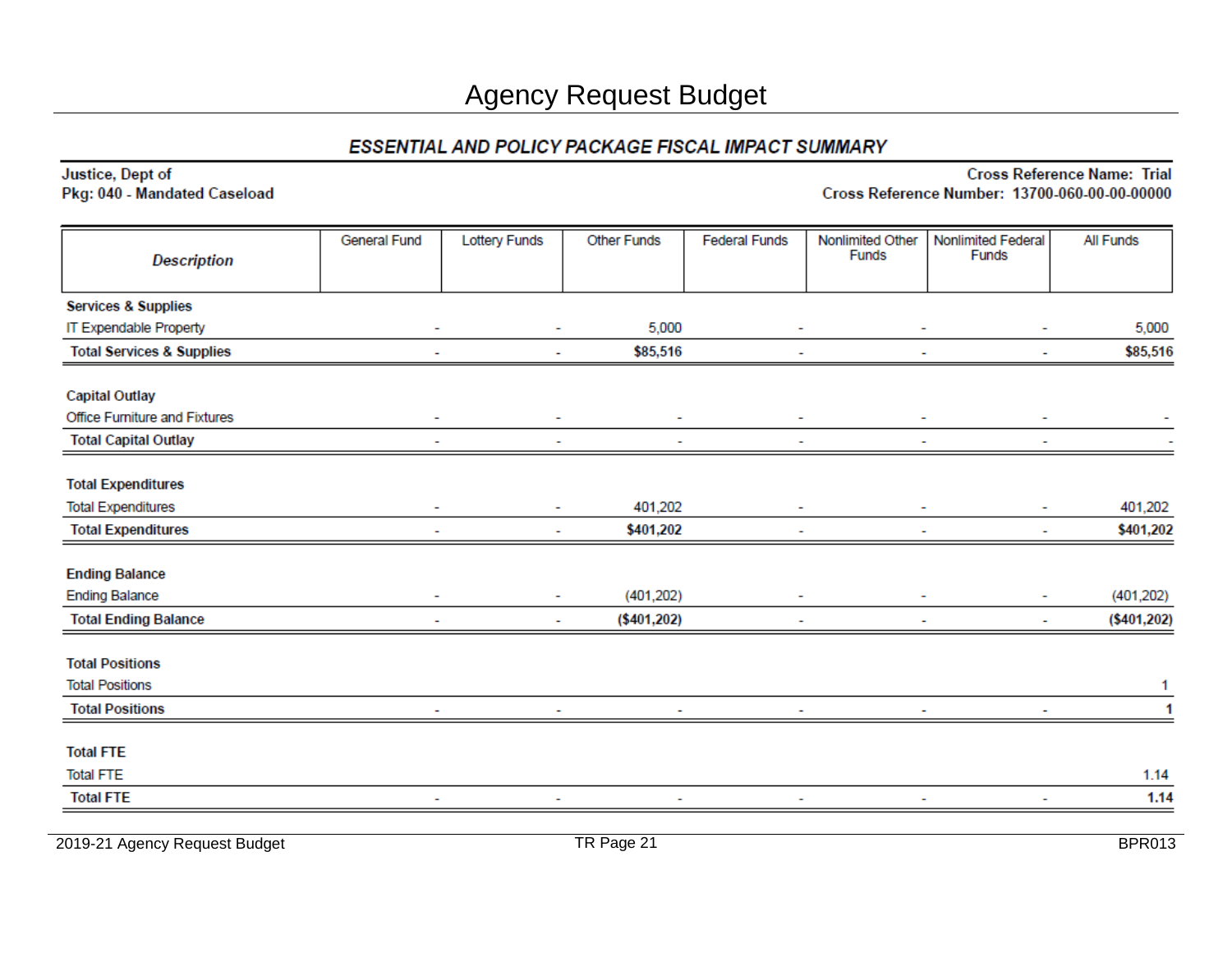# Agency Request Budget

## *ESSENTIAL AND POLICY PACKAGE FISCAL IMPACT SUMMARY*

**Justice, Dept of**
**Pkg: 040 - Mandated Caseload**

**Cross Reference Name: Trial**
**Cross Reference Number: 13700-060-00-00-00000**

| *Description* | General Fund | Lottery Funds | Other Funds | Federal Funds | Nonlimited Other Funds | Nonlimited Federal Funds | All Funds |
|---|---|---|---|---|---|---|---|
| **Services & Supplies** | | | | | | | |
| IT Expendable Property | - | - | 5,000 | - | - | - | 5,000 |
| **Total Services & Supplies** | - | - | **$85,516** | - | - | - | **$85,516** |
| **Capital Outlay** | | | | | | | |
| Office Furniture and Fixtures | - | - | - | - | - | - | - |
| **Total Capital Outlay** | - | - | - | - | - | - | - |
| **Total Expenditures** | | | | | | | |
| Total Expenditures | - | - | 401,202 | - | - | - | 401,202 |
| **Total Expenditures** | - | - | **$401,202** | - | - | - | **$401,202** |
| **Ending Balance** | | | | | | | |
| Ending Balance | - | - | (401,202) | - | - | - | (401,202) |
| **Total Ending Balance** | - | - | **($401,202)** | - | - | - | **($401,202)** |
| **Total Positions** | | | | | | | |
| Total Positions | | | | | | | 1 |
| **Total Positions** | - | - | - | - | - | - | **1** |
| **Total FTE** | | | | | | | |
| Total FTE | | | | | | | 1.14 |
| **Total FTE** | - | - | - | - | - | - | **1.14** |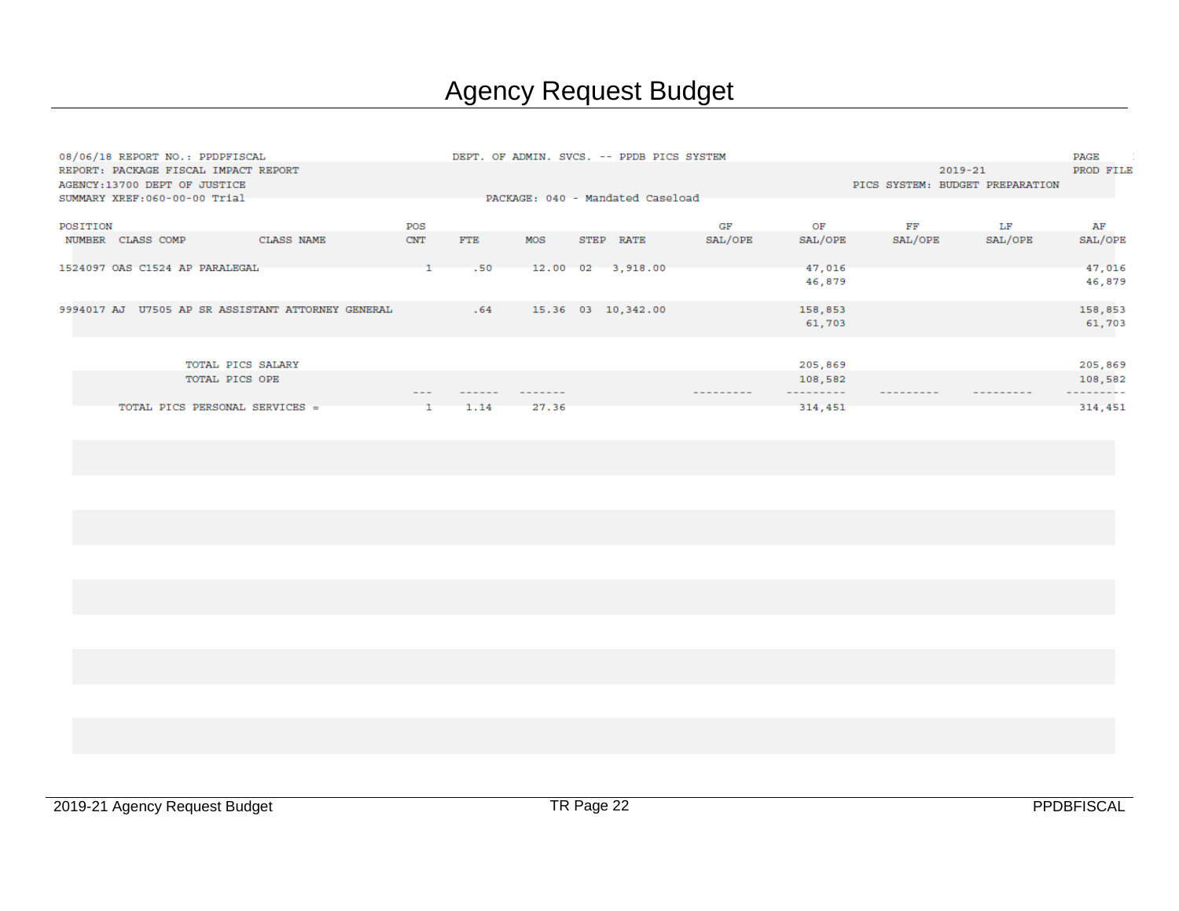# Agency Request Budget

08/06/18 REPORT NO.: PPDPFISCAL DEPT. OF ADMIN. SVCS. -- PPDB PICS SYSTEM PAGE
REPORT: PACKAGE FISCAL IMPACT REPORT 2019-21 PROD FILE
AGENCY:13700 DEPT OF JUSTICE PICS SYSTEM: BUDGET PREPARATION
SUMMARY XREF:060-00-00 Trial PACKAGE: 040 - Mandated Caseload

| POSITION NUMBER | CLASS COMP | CLASS NAME | POS CNT | FTE | MOS | STEP | RATE | GF SAL/OPE | OF SAL/OPE | FF SAL/OPE | LF SAL/OPE | AF SAL/OPE |
|---|---|---|---|---|---|---|---|---|---|---|---|---|
| 1524097 OAS | C1524 AP | PARALEGAL | 1 | .50 | 12.00 | 02 | 3,918.00 | | 47,016 | | | 47,016 |
| | | | | | | | | | 46,879 | | | 46,879 |
| 9994017 AJ | U7505 AP | SR ASSISTANT ATTORNEY GENERAL | | .64 | 15.36 | 03 | 10,342.00 | | 158,853 | | | 158,853 |
| | | | | | | | | | 61,703 | | | 61,703 |
| | | TOTAL PICS SALARY | | | | | | | 205,869 | | | 205,869 |
| | | TOTAL PICS OPE | | | | | | | 108,582 | | | 108,582 |
| | | TOTAL PICS PERSONAL SERVICES = | 1 | 1.14 | 27.36 | | | | 314,451 | | | 314,451 |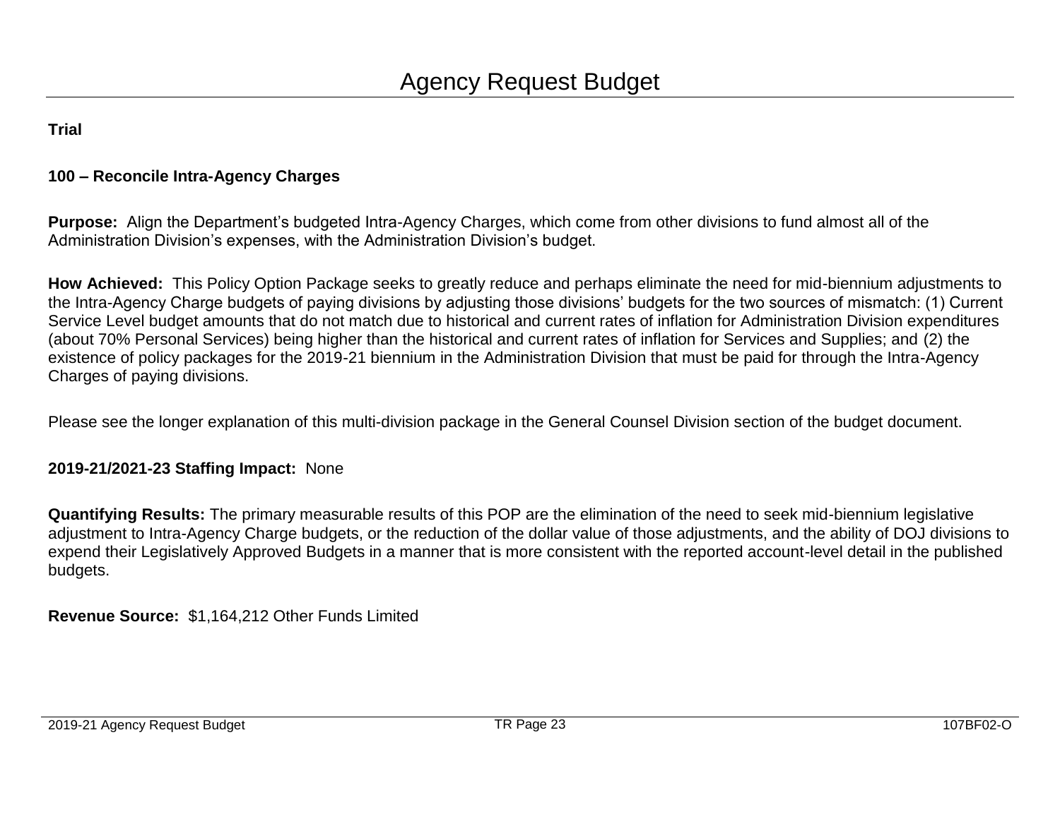# Agency Request Budget

**Trial**

**100 – Reconcile Intra-Agency Charges**

**Purpose:** Align the Department's budgeted Intra-Agency Charges, which come from other divisions to fund almost all of the Administration Division's expenses, with the Administration Division's budget.

**How Achieved:** This Policy Option Package seeks to greatly reduce and perhaps eliminate the need for mid-biennium adjustments to the Intra-Agency Charge budgets of paying divisions by adjusting those divisions' budgets for the two sources of mismatch: (1) Current Service Level budget amounts that do not match due to historical and current rates of inflation for Administration Division expenditures (about 70% Personal Services) being higher than the historical and current rates of inflation for Services and Supplies; and (2) the existence of policy packages for the 2019-21 biennium in the Administration Division that must be paid for through the Intra-Agency Charges of paying divisions.

Please see the longer explanation of this multi-division package in the General Counsel Division section of the budget document.

**2019-21/2021-23 Staffing Impact:** None

**Quantifying Results:** The primary measurable results of this POP are the elimination of the need to seek mid-biennium legislative adjustment to Intra-Agency Charge budgets, or the reduction of the dollar value of those adjustments, and the ability of DOJ divisions to expend their Legislatively Approved Budgets in a manner that is more consistent with the reported account-level detail in the published budgets.

**Revenue Source:** $1,164,212 Other Funds Limited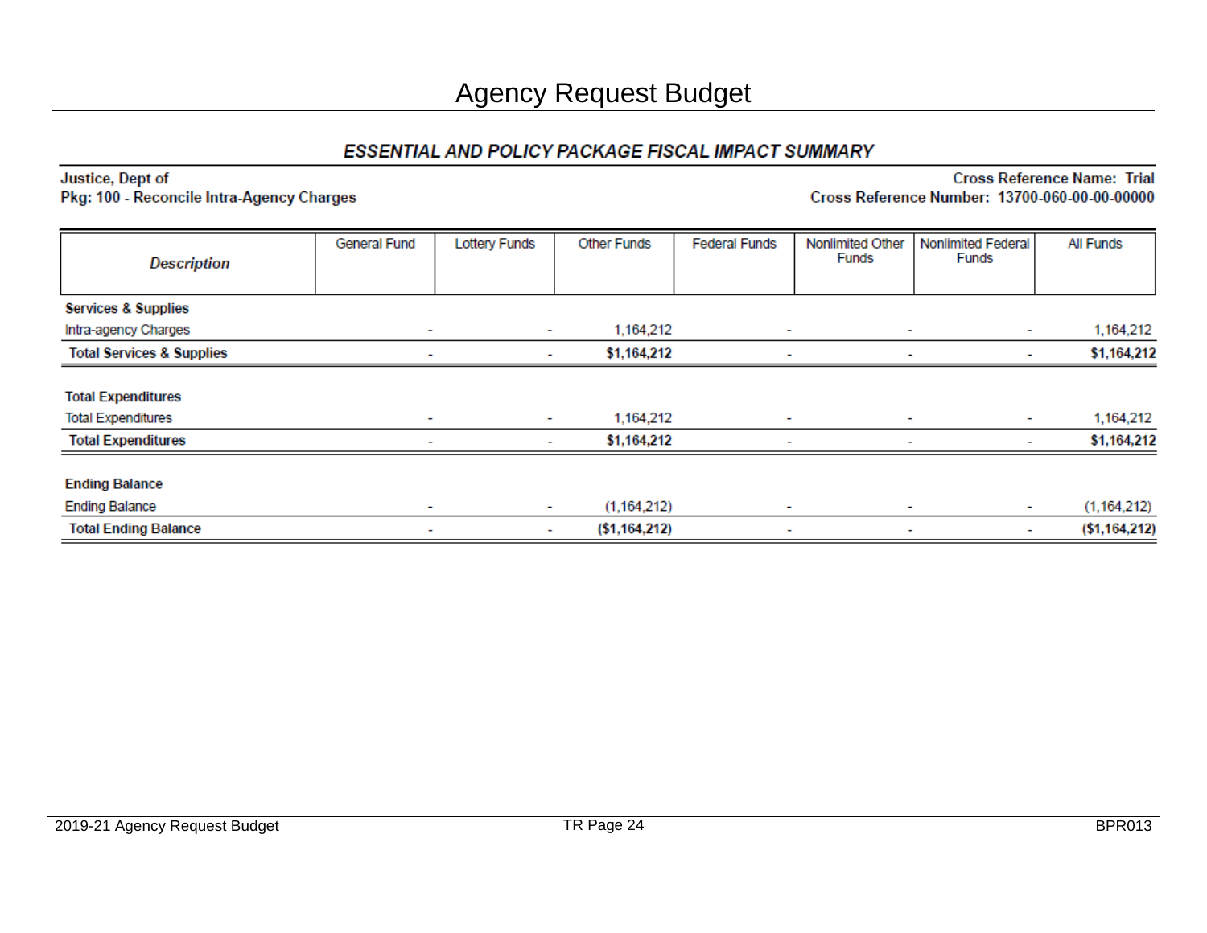# Agency Request Budget

## ESSENTIAL AND POLICY PACKAGE FISCAL IMPACT SUMMARY

**Justice, Dept of**
**Pkg: 100 - Reconcile Intra-Agency Charges**

**Cross Reference Name: Trial**
**Cross Reference Number: 13700-060-00-00-00000**

| *Description* | General Fund | Lottery Funds | Other Funds | Federal Funds | Nonlimited Other Funds | Nonlimited Federal Funds | All Funds |
|---|---|---|---|---|---|---|---|
| **Services & Supplies** | | | | | | | |
| Intra-agency Charges | - | - | 1,164,212 | - | - | - | 1,164,212 |
| **Total Services & Supplies** | - | - | **$1,164,212** | - | - | - | **$1,164,212** |
| | | | | | | | |
| **Total Expenditures** | | | | | | | |
| Total Expenditures | - | - | 1,164,212 | - | - | - | 1,164,212 |
| **Total Expenditures** | - | - | **$1,164,212** | - | - | - | **$1,164,212** |
| | | | | | | | |
| **Ending Balance** | | | | | | | |
| Ending Balance | - | - | (1,164,212) | - | - | - | (1,164,212) |
| **Total Ending Balance** | - | - | **($1,164,212)** | - | - | - | **($1,164,212)** |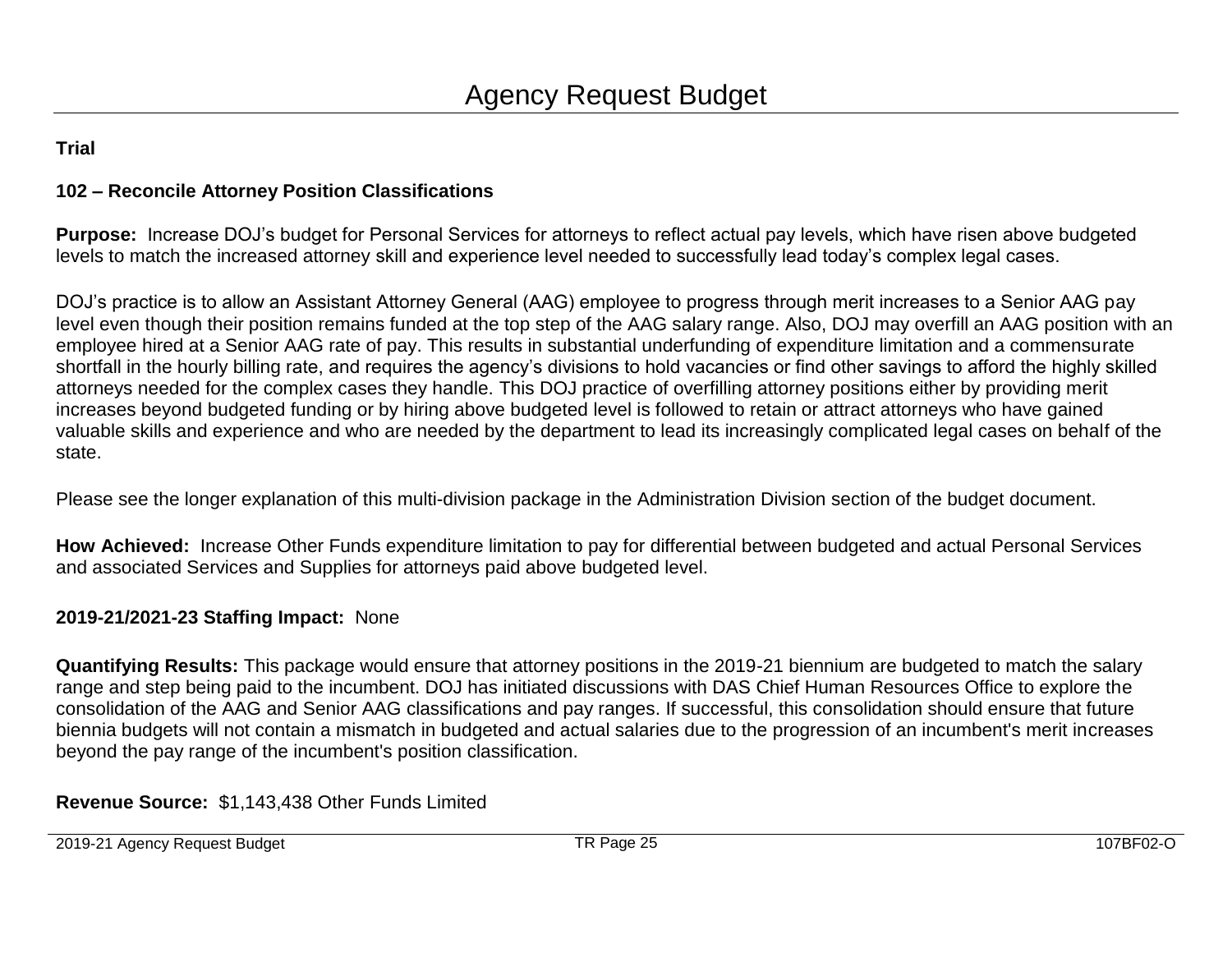# Agency Request Budget

**Trial**

**102 – Reconcile Attorney Position Classifications**

**Purpose:** Increase DOJ's budget for Personal Services for attorneys to reflect actual pay levels, which have risen above budgeted levels to match the increased attorney skill and experience level needed to successfully lead today's complex legal cases.

DOJ's practice is to allow an Assistant Attorney General (AAG) employee to progress through merit increases to a Senior AAG pay level even though their position remains funded at the top step of the AAG salary range. Also, DOJ may overfill an AAG position with an employee hired at a Senior AAG rate of pay. This results in substantial underfunding of expenditure limitation and a commensurate shortfall in the hourly billing rate, and requires the agency's divisions to hold vacancies or find other savings to afford the highly skilled attorneys needed for the complex cases they handle. This DOJ practice of overfilling attorney positions either by providing merit increases beyond budgeted funding or by hiring above budgeted level is followed to retain or attract attorneys who have gained valuable skills and experience and who are needed by the department to lead its increasingly complicated legal cases on behalf of the state.

Please see the longer explanation of this multi-division package in the Administration Division section of the budget document.

**How Achieved:** Increase Other Funds expenditure limitation to pay for differential between budgeted and actual Personal Services and associated Services and Supplies for attorneys paid above budgeted level.

**2019-21/2021-23 Staffing Impact:** None

**Quantifying Results:** This package would ensure that attorney positions in the 2019-21 biennium are budgeted to match the salary range and step being paid to the incumbent. DOJ has initiated discussions with DAS Chief Human Resources Office to explore the consolidation of the AAG and Senior AAG classifications and pay ranges. If successful, this consolidation should ensure that future biennia budgets will not contain a mismatch in budgeted and actual salaries due to the progression of an incumbent's merit increases beyond the pay range of the incumbent's position classification.

**Revenue Source:** $1,143,438 Other Funds Limited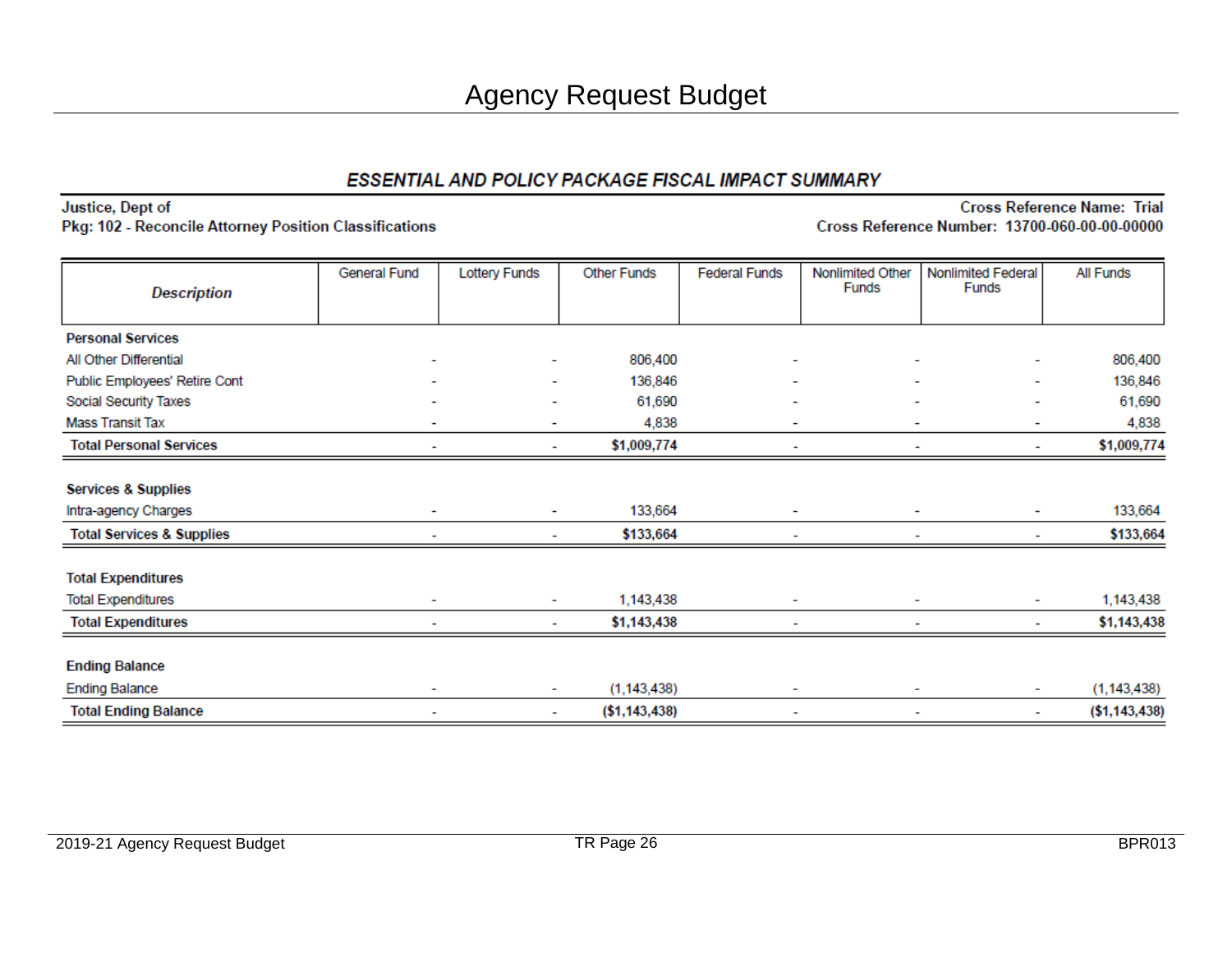# Agency Request Budget

## ESSENTIAL AND POLICY PACKAGE FISCAL IMPACT SUMMARY

**Justice, Dept of**
**Pkg: 102 - Reconcile Attorney Position Classifications**

**Cross Reference Name: Trial**
**Cross Reference Number: 13700-060-00-00-00000**

| Description | General Fund | Lottery Funds | Other Funds | Federal Funds | Nonlimited Other Funds | Nonlimited Federal Funds | All Funds |
|---|---|---|---|---|---|---|---|
| **Personal Services** | | | | | | | |
| All Other Differential | - | - | 806,400 | - | - | - | 806,400 |
| Public Employees' Retire Cont | - | - | 136,846 | - | - | - | 136,846 |
| Social Security Taxes | - | - | 61,690 | - | - | - | 61,690 |
| Mass Transit Tax | - | - | 4,838 | - | - | - | 4,838 |
| **Total Personal Services** | - | - | **$1,009,774** | - | - | - | **$1,009,774** |
| **Services & Supplies** | | | | | | | |
| Intra-agency Charges | - | - | 133,664 | - | - | - | 133,664 |
| **Total Services & Supplies** | - | - | **$133,664** | - | - | - | **$133,664** |
| **Total Expenditures** | | | | | | | |
| Total Expenditures | - | - | 1,143,438 | - | - | - | 1,143,438 |
| **Total Expenditures** | - | - | **$1,143,438** | - | - | - | **$1,143,438** |
| **Ending Balance** | | | | | | | |
| Ending Balance | - | - | (1,143,438) | - | - | - | (1,143,438) |
| **Total Ending Balance** | - | - | **($1,143,438)** | - | - | - | **($1,143,438)** |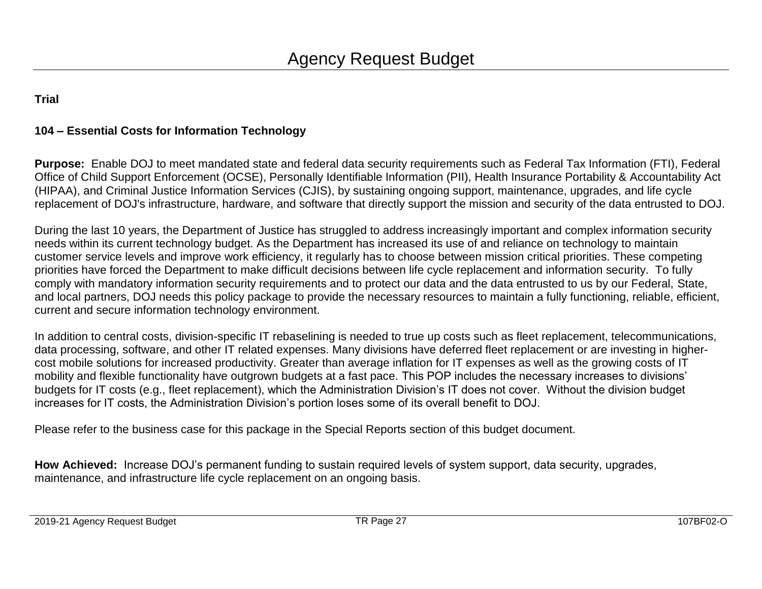# Agency Request Budget

**Trial**

**104 – Essential Costs for Information Technology**

**Purpose:** Enable DOJ to meet mandated state and federal data security requirements such as Federal Tax Information (FTI), Federal Office of Child Support Enforcement (OCSE), Personally Identifiable Information (PII), Health Insurance Portability & Accountability Act (HIPAA), and Criminal Justice Information Services (CJIS), by sustaining ongoing support, maintenance, upgrades, and life cycle replacement of DOJ's infrastructure, hardware, and software that directly support the mission and security of the data entrusted to DOJ.

During the last 10 years, the Department of Justice has struggled to address increasingly important and complex information security needs within its current technology budget. As the Department has increased its use of and reliance on technology to maintain customer service levels and improve work efficiency, it regularly has to choose between mission critical priorities. These competing priorities have forced the Department to make difficult decisions between life cycle replacement and information security. To fully comply with mandatory information security requirements and to protect our data and the data entrusted to us by our Federal, State, and local partners, DOJ needs this policy package to provide the necessary resources to maintain a fully functioning, reliable, efficient, current and secure information technology environment.

In addition to central costs, division-specific IT rebaselining is needed to true up costs such as fleet replacement, telecommunications, data processing, software, and other IT related expenses. Many divisions have deferred fleet replacement or are investing in higher-cost mobile solutions for increased productivity. Greater than average inflation for IT expenses as well as the growing costs of IT mobility and flexible functionality have outgrown budgets at a fast pace. This POP includes the necessary increases to divisions' budgets for IT costs (e.g., fleet replacement), which the Administration Division's IT does not cover. Without the division budget increases for IT costs, the Administration Division's portion loses some of its overall benefit to DOJ.

Please refer to the business case for this package in the Special Reports section of this budget document.

**How Achieved:** Increase DOJ's permanent funding to sustain required levels of system support, data security, upgrades, maintenance, and infrastructure life cycle replacement on an ongoing basis.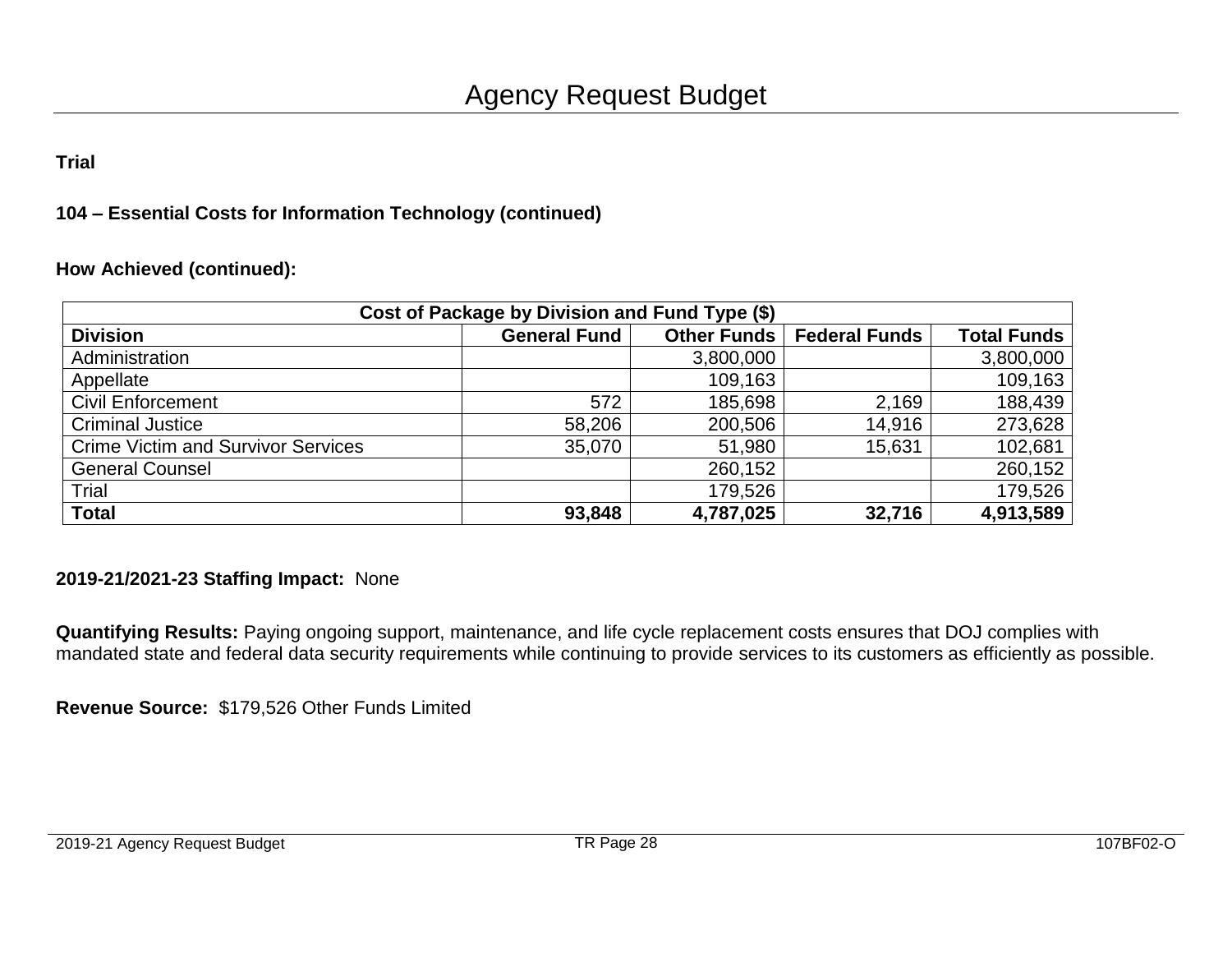# Agency Request Budget

**Trial**

**104 – Essential Costs for Information Technology (continued)**

**How Achieved (continued):**

| Cost of Package by Division and Fund Type ($) | | | | |
|---|---|---|---|---|
| **Division** | **General Fund** | **Other Funds** | **Federal Funds** | **Total Funds** |
| Administration | | 3,800,000 | | 3,800,000 |
| Appellate | | 109,163 | | 109,163 |
| Civil Enforcement | 572 | 185,698 | 2,169 | 188,439 |
| Criminal Justice | 58,206 | 200,506 | 14,916 | 273,628 |
| Crime Victim and Survivor Services | 35,070 | 51,980 | 15,631 | 102,681 |
| General Counsel | | 260,152 | | 260,152 |
| Trial | | 179,526 | | 179,526 |
| **Total** | **93,848** | **4,787,025** | **32,716** | **4,913,589** |

**2019-21/2021-23 Staffing Impact:** None

**Quantifying Results:** Paying ongoing support, maintenance, and life cycle replacement costs ensures that DOJ complies with mandated state and federal data security requirements while continuing to provide services to its customers as efficiently as possible.

**Revenue Source:** $179,526 Other Funds Limited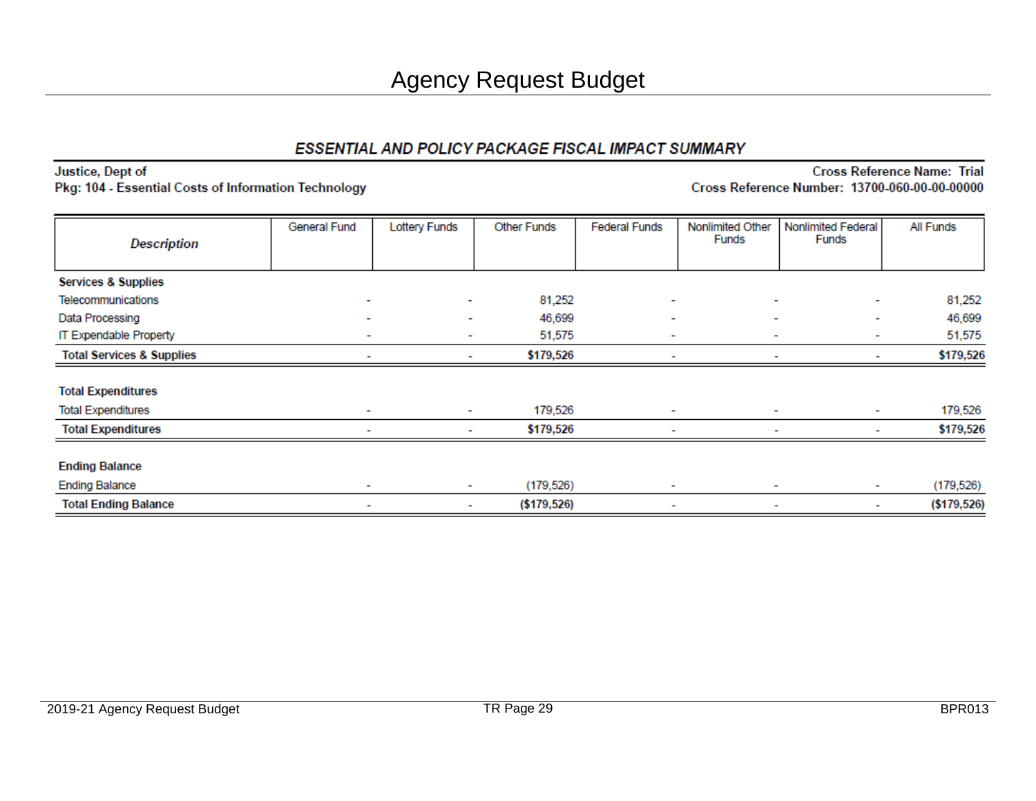# Agency Request Budget

## ESSENTIAL AND POLICY PACKAGE FISCAL IMPACT SUMMARY

**Justice, Dept of**
**Pkg: 104 - Essential Costs of Information Technology**

**Cross Reference Name: Trial**
**Cross Reference Number: 13700-060-00-00-00000**

| Description | General Fund | Lottery Funds | Other Funds | Federal Funds | Nonlimited Other Funds | Nonlimited Federal Funds | All Funds |
|---|---|---|---|---|---|---|---|
| **Services & Supplies** | | | | | | | |
| Telecommunications | - | - | 81,252 | - | - | - | 81,252 |
| Data Processing | - | - | 46,699 | - | - | - | 46,699 |
| IT Expendable Property | - | - | 51,575 | - | - | - | 51,575 |
| **Total Services & Supplies** | - | - | **$179,526** | - | - | - | **$179,526** |
| **Total Expenditures** | | | | | | | |
| Total Expenditures | - | - | 179,526 | - | - | - | 179,526 |
| **Total Expenditures** | - | - | **$179,526** | - | - | - | **$179,526** |
| **Ending Balance** | | | | | | | |
| Ending Balance | - | - | (179,526) | - | - | - | (179,526) |
| **Total Ending Balance** | - | - | **($179,526)** | - | - | - | **($179,526)** |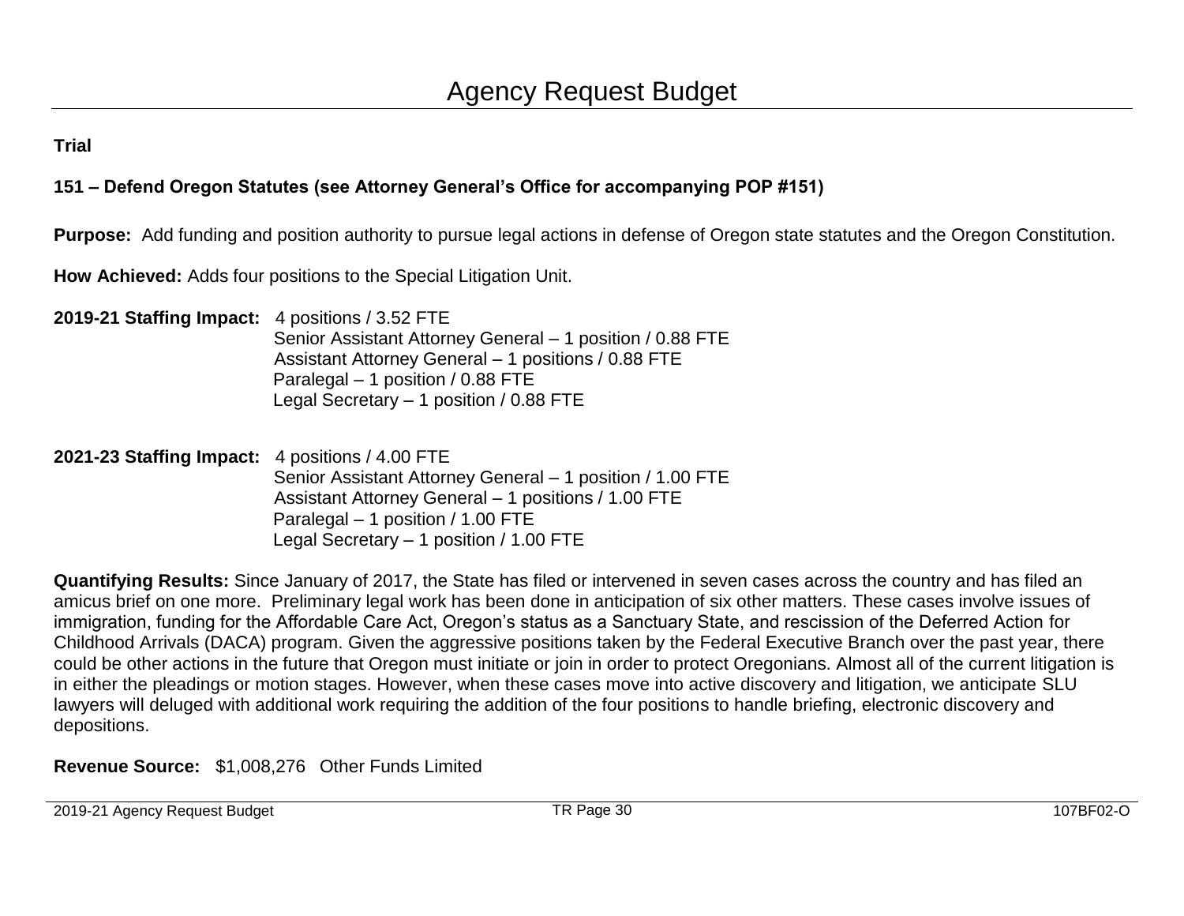# Agency Request Budget

**Trial**

**151 – Defend Oregon Statutes (see Attorney General's Office for accompanying POP #151)**

**Purpose:** Add funding and position authority to pursue legal actions in defense of Oregon state statutes and the Oregon Constitution.

**How Achieved:** Adds four positions to the Special Litigation Unit.

**2019-21 Staffing Impact:** 4 positions / 3.52 FTE
Senior Assistant Attorney General – 1 position / 0.88 FTE
Assistant Attorney General – 1 positions / 0.88 FTE
Paralegal – 1 position / 0.88 FTE
Legal Secretary – 1 position / 0.88 FTE

**2021-23 Staffing Impact:** 4 positions / 4.00 FTE
Senior Assistant Attorney General – 1 position / 1.00 FTE
Assistant Attorney General – 1 positions / 1.00 FTE
Paralegal – 1 position / 1.00 FTE
Legal Secretary – 1 position / 1.00 FTE

**Quantifying Results:** Since January of 2017, the State has filed or intervened in seven cases across the country and has filed an amicus brief on one more. Preliminary legal work has been done in anticipation of six other matters. These cases involve issues of immigration, funding for the Affordable Care Act, Oregon's status as a Sanctuary State, and rescission of the Deferred Action for Childhood Arrivals (DACA) program. Given the aggressive positions taken by the Federal Executive Branch over the past year, there could be other actions in the future that Oregon must initiate or join in order to protect Oregonians. Almost all of the current litigation is in either the pleadings or motion stages. However, when these cases move into active discovery and litigation, we anticipate SLU lawyers will deluged with additional work requiring the addition of the four positions to handle briefing, electronic discovery and depositions.

**Revenue Source:** $1,008,276 Other Funds Limited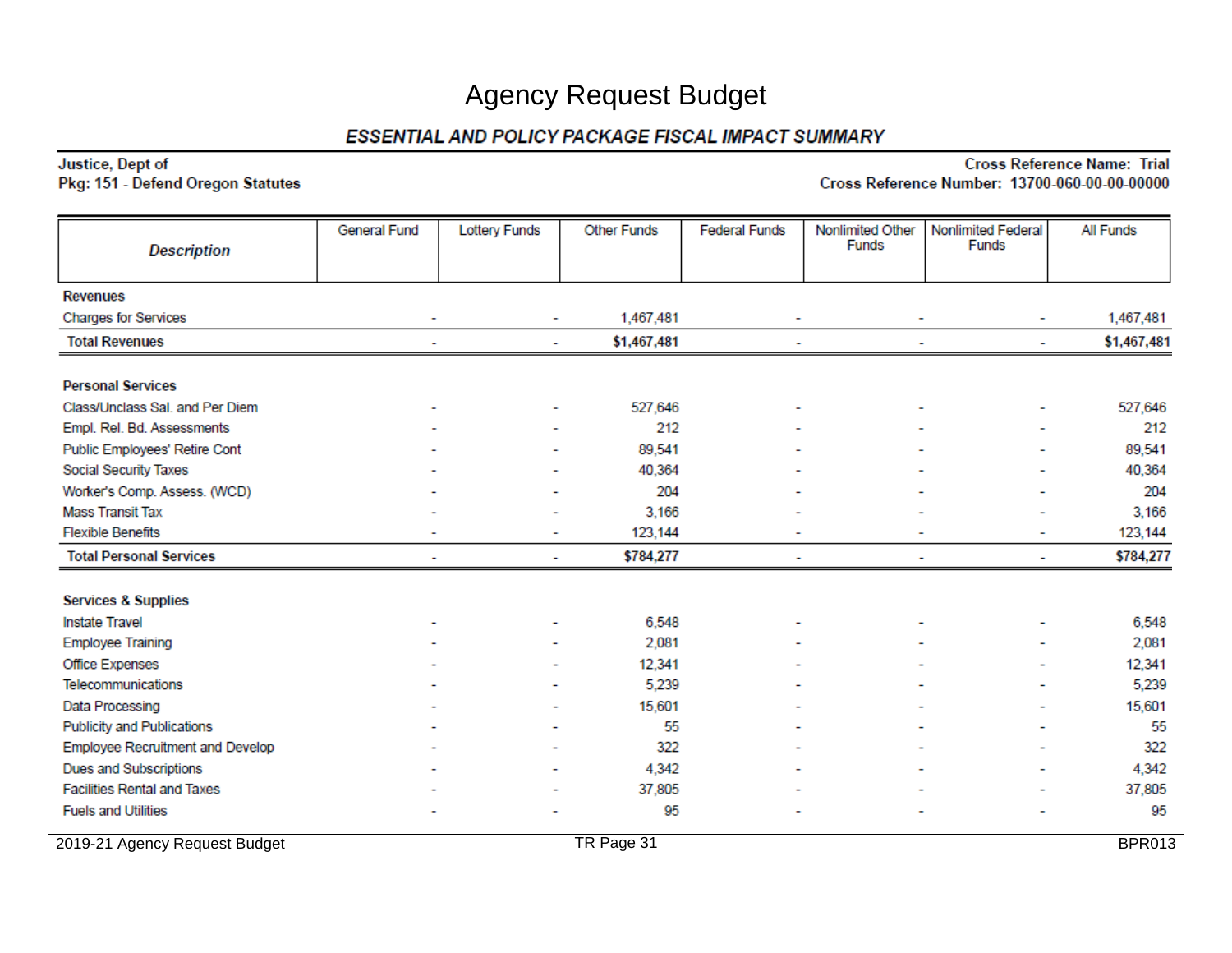# Agency Request Budget

## ESSENTIAL AND POLICY PACKAGE FISCAL IMPACT SUMMARY

**Justice, Dept of**
**Pkg: 151 - Defend Oregon Statutes**

**Cross Reference Name: Trial**
**Cross Reference Number: 13700-060-00-00-00000**

| Description | General Fund | Lottery Funds | Other Funds | Federal Funds | Nonlimited Other Funds | Nonlimited Federal Funds | All Funds |
|---|---|---|---|---|---|---|---|
| **Revenues** | | | | | | | |
| Charges for Services | - | - | 1,467,481 | - | - | - | 1,467,481 |
| **Total Revenues** | - | - | **$1,467,481** | - | - | - | **$1,467,481** |
| **Personal Services** | | | | | | | |
| Class/Unclass Sal. and Per Diem | - | - | 527,646 | - | - | - | 527,646 |
| Empl. Rel. Bd. Assessments | - | - | 212 | - | - | - | 212 |
| Public Employees' Retire Cont | - | - | 89,541 | - | - | - | 89,541 |
| Social Security Taxes | - | - | 40,364 | - | - | - | 40,364 |
| Worker's Comp. Assess. (WCD) | - | - | 204 | - | - | - | 204 |
| Mass Transit Tax | - | - | 3,166 | - | - | - | 3,166 |
| Flexible Benefits | - | - | 123,144 | - | - | - | 123,144 |
| **Total Personal Services** | - | - | **$784,277** | - | - | - | **$784,277** |
| **Services & Supplies** | | | | | | | |
| Instate Travel | - | - | 6,548 | - | - | - | 6,548 |
| Employee Training | - | - | 2,081 | - | - | - | 2,081 |
| Office Expenses | - | - | 12,341 | - | - | - | 12,341 |
| Telecommunications | - | - | 5,239 | - | - | - | 5,239 |
| Data Processing | - | - | 15,601 | - | - | - | 15,601 |
| Publicity and Publications | - | - | 55 | - | - | - | 55 |
| Employee Recruitment and Develop | - | - | 322 | - | - | - | 322 |
| Dues and Subscriptions | - | - | 4,342 | - | - | - | 4,342 |
| Facilities Rental and Taxes | - | - | 37,805 | - | - | - | 37,805 |
| Fuels and Utilities | - | - | 95 | - | - | - | 95 |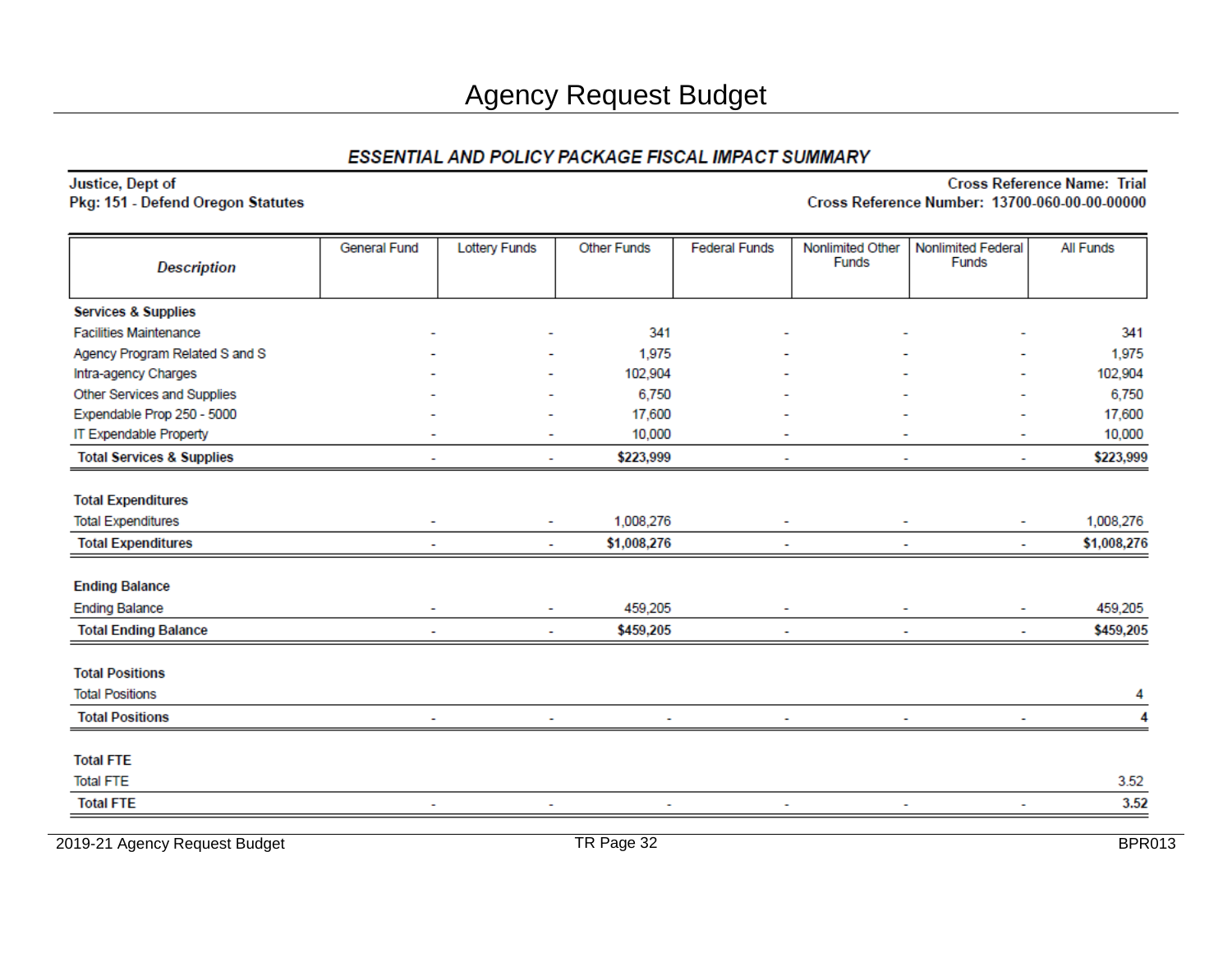# Agency Request Budget

## ESSENTIAL AND POLICY PACKAGE FISCAL IMPACT SUMMARY

**Justice, Dept of**
**Pkg: 151 - Defend Oregon Statutes**

**Cross Reference Name: Trial**
**Cross Reference Number: 13700-060-00-00-00000**

| *Description* | General Fund | Lottery Funds | Other Funds | Federal Funds | Nonlimited Other Funds | Nonlimited Federal Funds | All Funds |
|---|---|---|---|---|---|---|---|
| **Services & Supplies** | | | | | | | |
| Facilities Maintenance | - | - | 341 | - | - | - | 341 |
| Agency Program Related S and S | - | - | 1,975 | - | - | - | 1,975 |
| Intra-agency Charges | - | - | 102,904 | - | - | - | 102,904 |
| Other Services and Supplies | - | - | 6,750 | - | - | - | 6,750 |
| Expendable Prop 250 - 5000 | - | - | 17,600 | - | - | - | 17,600 |
| IT Expendable Property | - | - | 10,000 | - | - | - | 10,000 |
| **Total Services & Supplies** | - | - | **$223,999** | - | - | - | **$223,999** |
| **Total Expenditures** | | | | | | | |
| Total Expenditures | - | - | 1,008,276 | - | - | - | 1,008,276 |
| **Total Expenditures** | - | - | **$1,008,276** | - | - | - | **$1,008,276** |
| **Ending Balance** | | | | | | | |
| Ending Balance | - | - | 459,205 | - | - | - | 459,205 |
| **Total Ending Balance** | - | - | **$459,205** | - | - | - | **$459,205** |
| **Total Positions** | | | | | | | |
| Total Positions | | | | | | | 4 |
| **Total Positions** | - | - | - | - | - | - | **4** |
| **Total FTE** | | | | | | | |
| Total FTE | | | | | | | 3.52 |
| **Total FTE** | - | - | - | - | - | - | **3.52** |

2019-21 Agency Request Budget | TR Page 32 | BPR013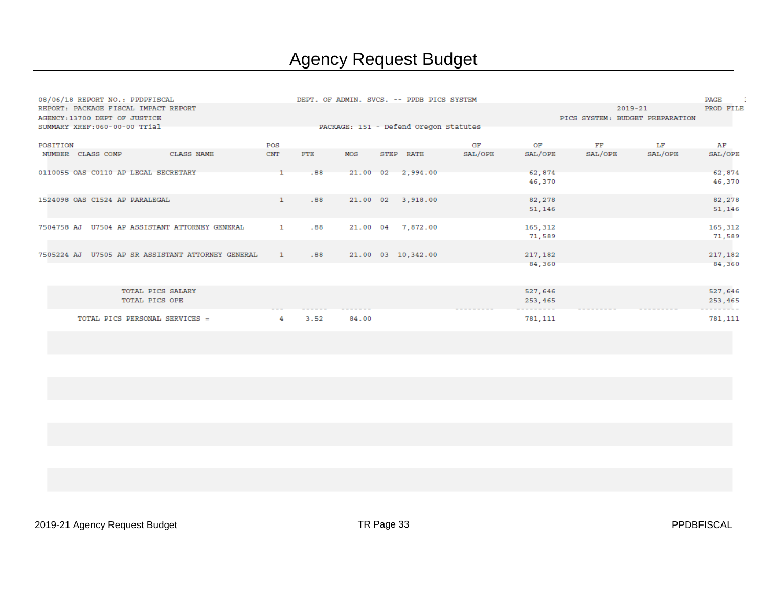# Agency Request Budget

08/06/18 REPORT NO.: PPDPFISCAL — DEPT. OF ADMIN. SVCS. -- PPDB PICS SYSTEM — PAGE

REPORT: PACKAGE FISCAL IMPACT REPORT — 2019-21 — PROD FILE

AGENCY:13700 DEPT OF JUSTICE — PICS SYSTEM: BUDGET PREPARATION

SUMMARY XREF:060-00-00 Trial — PACKAGE: 151 - Defend Oregon Statutes

| POSITION NUMBER | CLASS COMP | CLASS NAME | POS CNT | FTE | MOS | STEP | RATE | GF SAL/OPE | OF SAL/OPE | FF SAL/OPE | LF SAL/OPE | AF SAL/OPE |
|---|---|---|---|---|---|---|---|---|---|---|---|---|
| 0110055 | OAS C0110 AP | LEGAL SECRETARY | 1 | .88 | 21.00 | 02 | 2,994.00 | | 62,874 | | | 62,874 |
| | | | | | | | | | 46,370 | | | 46,370 |
| 1524098 | OAS C1524 AP | PARALEGAL | 1 | .88 | 21.00 | 02 | 3,918.00 | | 82,278 | | | 82,278 |
| | | | | | | | | | 51,146 | | | 51,146 |
| 7504758 | AJ U7504 AP | ASSISTANT ATTORNEY GENERAL | 1 | .88 | 21.00 | 04 | 7,872.00 | | 165,312 | | | 165,312 |
| | | | | | | | | | 71,589 | | | 71,589 |
| 7505224 | AJ U7505 AP | SR ASSISTANT ATTORNEY GENERAL | 1 | .88 | 21.00 | 03 | 10,342.00 | | 217,182 | | | 217,182 |
| | | | | | | | | | 84,360 | | | 84,360 |
| | | TOTAL PICS SALARY | | | | | | | 527,646 | | | 527,646 |
| | | TOTAL PICS OPE | | | | | | | 253,465 | | | 253,465 |
| | | TOTAL PICS PERSONAL SERVICES = | 4 | 3.52 | 84.00 | | | | 781,111 | | | 781,111 |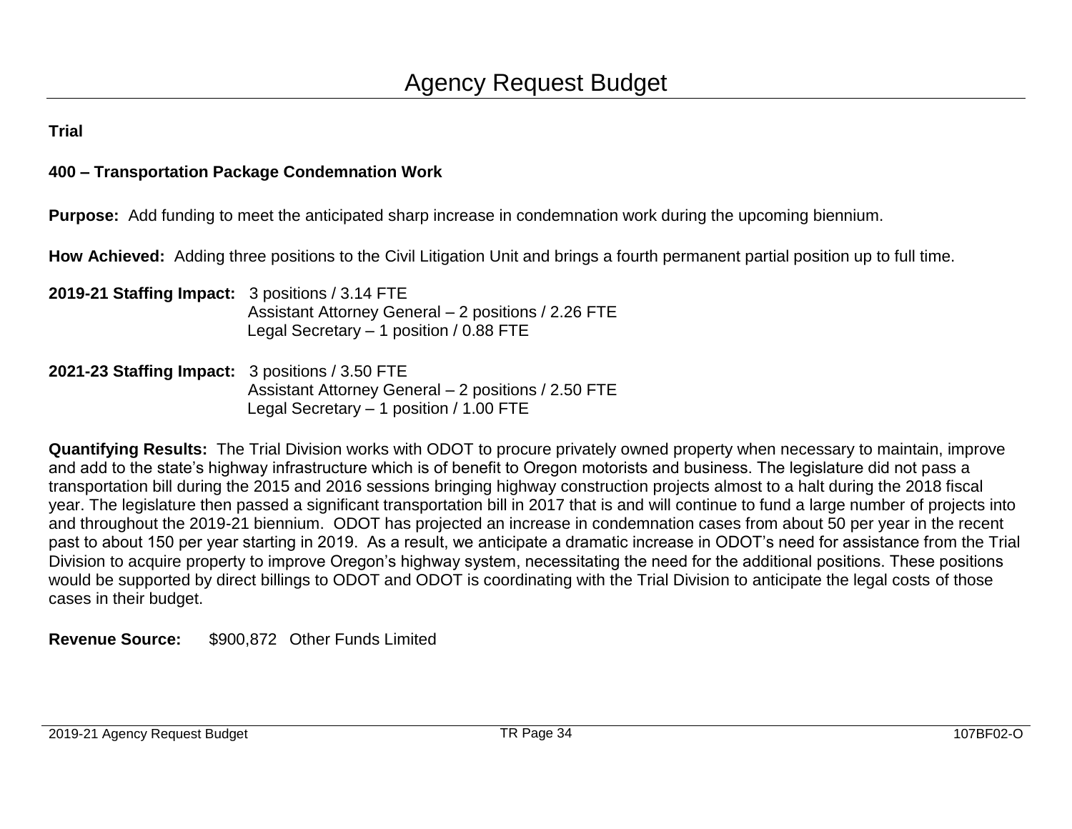# Agency Request Budget

**Trial**

**400 – Transportation Package Condemnation Work**

**Purpose:** Add funding to meet the anticipated sharp increase in condemnation work during the upcoming biennium.

**How Achieved:** Adding three positions to the Civil Litigation Unit and brings a fourth permanent partial position up to full time.

**2019-21 Staffing Impact:** 3 positions / 3.14 FTE
Assistant Attorney General – 2 positions / 2.26 FTE
Legal Secretary – 1 position / 0.88 FTE

**2021-23 Staffing Impact:** 3 positions / 3.50 FTE
Assistant Attorney General – 2 positions / 2.50 FTE
Legal Secretary – 1 position / 1.00 FTE

**Quantifying Results:** The Trial Division works with ODOT to procure privately owned property when necessary to maintain, improve and add to the state's highway infrastructure which is of benefit to Oregon motorists and business. The legislature did not pass a transportation bill during the 2015 and 2016 sessions bringing highway construction projects almost to a halt during the 2018 fiscal year. The legislature then passed a significant transportation bill in 2017 that is and will continue to fund a large number of projects into and throughout the 2019-21 biennium. ODOT has projected an increase in condemnation cases from about 50 per year in the recent past to about 150 per year starting in 2019. As a result, we anticipate a dramatic increase in ODOT's need for assistance from the Trial Division to acquire property to improve Oregon's highway system, necessitating the need for the additional positions. These positions would be supported by direct billings to ODOT and ODOT is coordinating with the Trial Division to anticipate the legal costs of those cases in their budget.

**Revenue Source:** $900,872 Other Funds Limited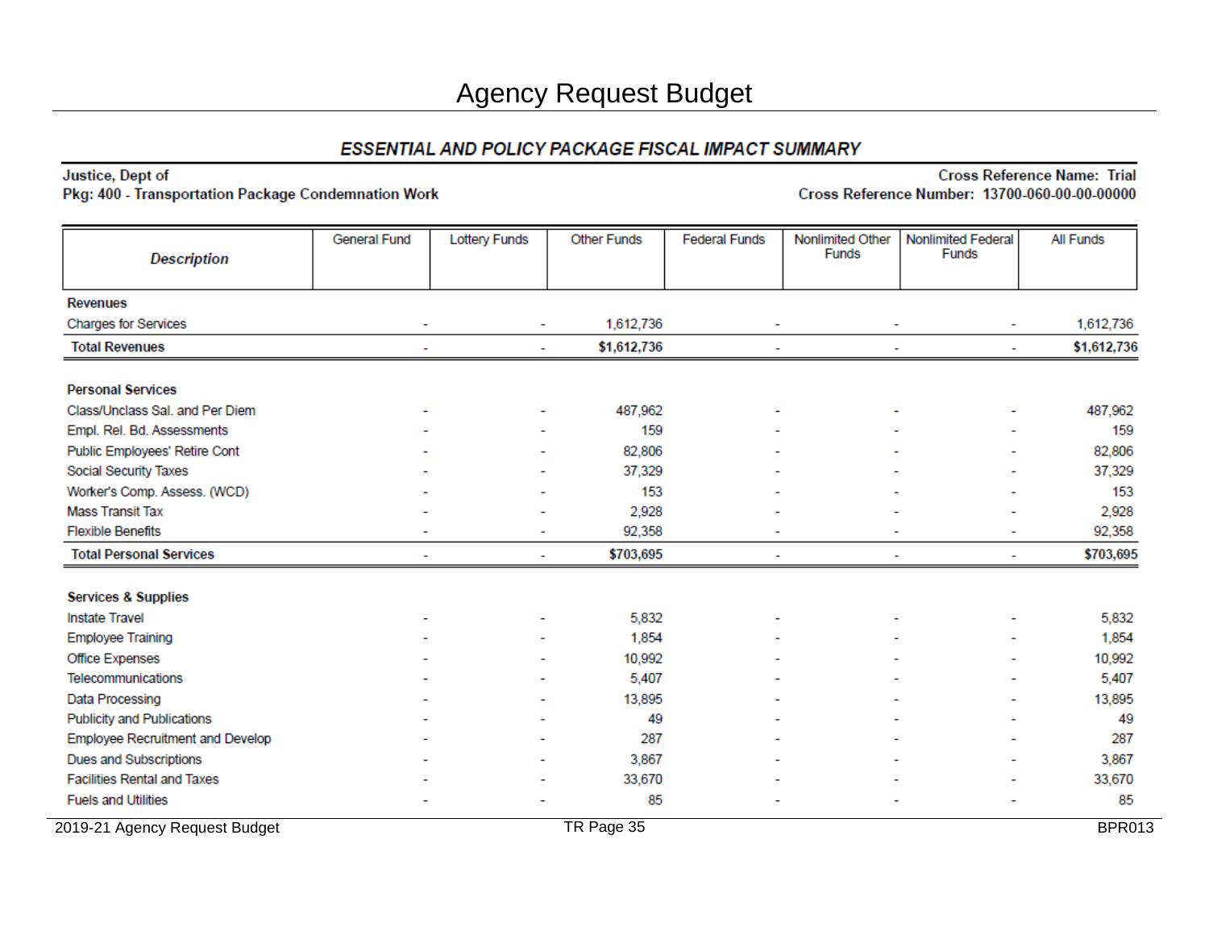# Agency Request Budget

## ESSENTIAL AND POLICY PACKAGE FISCAL IMPACT SUMMARY

**Justice, Dept of**
**Pkg: 400 - Transportation Package Condemnation Work**

**Cross Reference Name: Trial**
**Cross Reference Number: 13700-060-00-00-00000**

| *Description* | General Fund | Lottery Funds | Other Funds | Federal Funds | Nonlimited Other Funds | Nonlimited Federal Funds | All Funds |
|---|---|---|---|---|---|---|---|
| **Revenues** | | | | | | | |
| Charges for Services | - | - | 1,612,736 | - | - | - | 1,612,736 |
| **Total Revenues** | - | - | **$1,612,736** | - | - | - | **$1,612,736** |
| | | | | | | | |
| **Personal Services** | | | | | | | |
| Class/Unclass Sal. and Per Diem | - | - | 487,962 | - | - | - | 487,962 |
| Empl. Rel. Bd. Assessments | - | - | 159 | - | - | - | 159 |
| Public Employees' Retire Cont | - | - | 82,806 | - | - | - | 82,806 |
| Social Security Taxes | - | - | 37,329 | - | - | - | 37,329 |
| Worker's Comp. Assess. (WCD) | - | - | 153 | - | - | - | 153 |
| Mass Transit Tax | - | - | 2,928 | - | - | - | 2,928 |
| Flexible Benefits | - | - | 92,358 | - | - | - | 92,358 |
| **Total Personal Services** | - | - | **$703,695** | - | - | - | **$703,695** |
| | | | | | | | |
| **Services & Supplies** | | | | | | | |
| Instate Travel | - | - | 5,832 | - | - | - | 5,832 |
| Employee Training | - | - | 1,854 | - | - | - | 1,854 |
| Office Expenses | - | - | 10,992 | - | - | - | 10,992 |
| Telecommunications | - | - | 5,407 | - | - | - | 5,407 |
| Data Processing | - | - | 13,895 | - | - | - | 13,895 |
| Publicity and Publications | - | - | 49 | - | - | - | 49 |
| Employee Recruitment and Develop | - | - | 287 | - | - | - | 287 |
| Dues and Subscriptions | - | - | 3,867 | - | - | - | 3,867 |
| Facilities Rental and Taxes | - | - | 33,670 | - | - | - | 33,670 |
| Fuels and Utilities | - | - | 85 | - | - | - | 85 |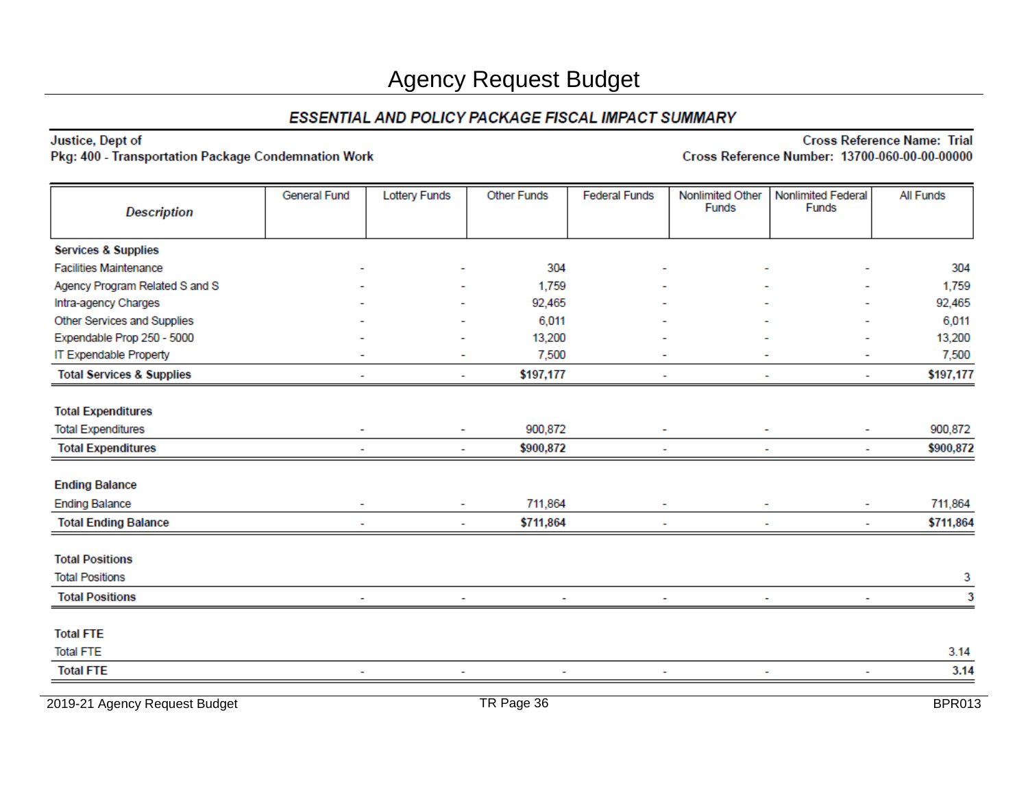# Agency Request Budget

## ESSENTIAL AND POLICY PACKAGE FISCAL IMPACT SUMMARY

**Justice, Dept of**
**Pkg: 400 - Transportation Package Condemnation Work**

**Cross Reference Name: Trial**
**Cross Reference Number: 13700-060-00-00-00000**

| Description | General Fund | Lottery Funds | Other Funds | Federal Funds | Nonlimited Other Funds | Nonlimited Federal Funds | All Funds |
|---|---|---|---|---|---|---|---|
| **Services & Supplies** | | | | | | | |
| Facilities Maintenance | - | - | 304 | - | - | - | 304 |
| Agency Program Related S and S | - | - | 1,759 | - | - | - | 1,759 |
| Intra-agency Charges | - | - | 92,465 | - | - | - | 92,465 |
| Other Services and Supplies | - | - | 6,011 | - | - | - | 6,011 |
| Expendable Prop 250 - 5000 | - | - | 13,200 | - | - | - | 13,200 |
| IT Expendable Property | - | - | 7,500 | - | - | - | 7,500 |
| **Total Services & Supplies** | - | - | **$197,177** | - | - | - | **$197,177** |
| **Total Expenditures** | | | | | | | |
| Total Expenditures | - | - | 900,872 | - | - | - | 900,872 |
| **Total Expenditures** | - | - | **$900,872** | - | - | - | **$900,872** |
| **Ending Balance** | | | | | | | |
| Ending Balance | - | - | 711,864 | - | - | - | 711,864 |
| **Total Ending Balance** | - | - | **$711,864** | - | - | - | **$711,864** |
| **Total Positions** | | | | | | | |
| Total Positions | | | | | | | 3 |
| **Total Positions** | - | - | - | - | - | - | **3** |
| **Total FTE** | | | | | | | |
| Total FTE | | | | | | | 3.14 |
| **Total FTE** | - | - | - | - | - | - | **3.14** |

2019-21 Agency Request Budget | TR Page 36 | BPR013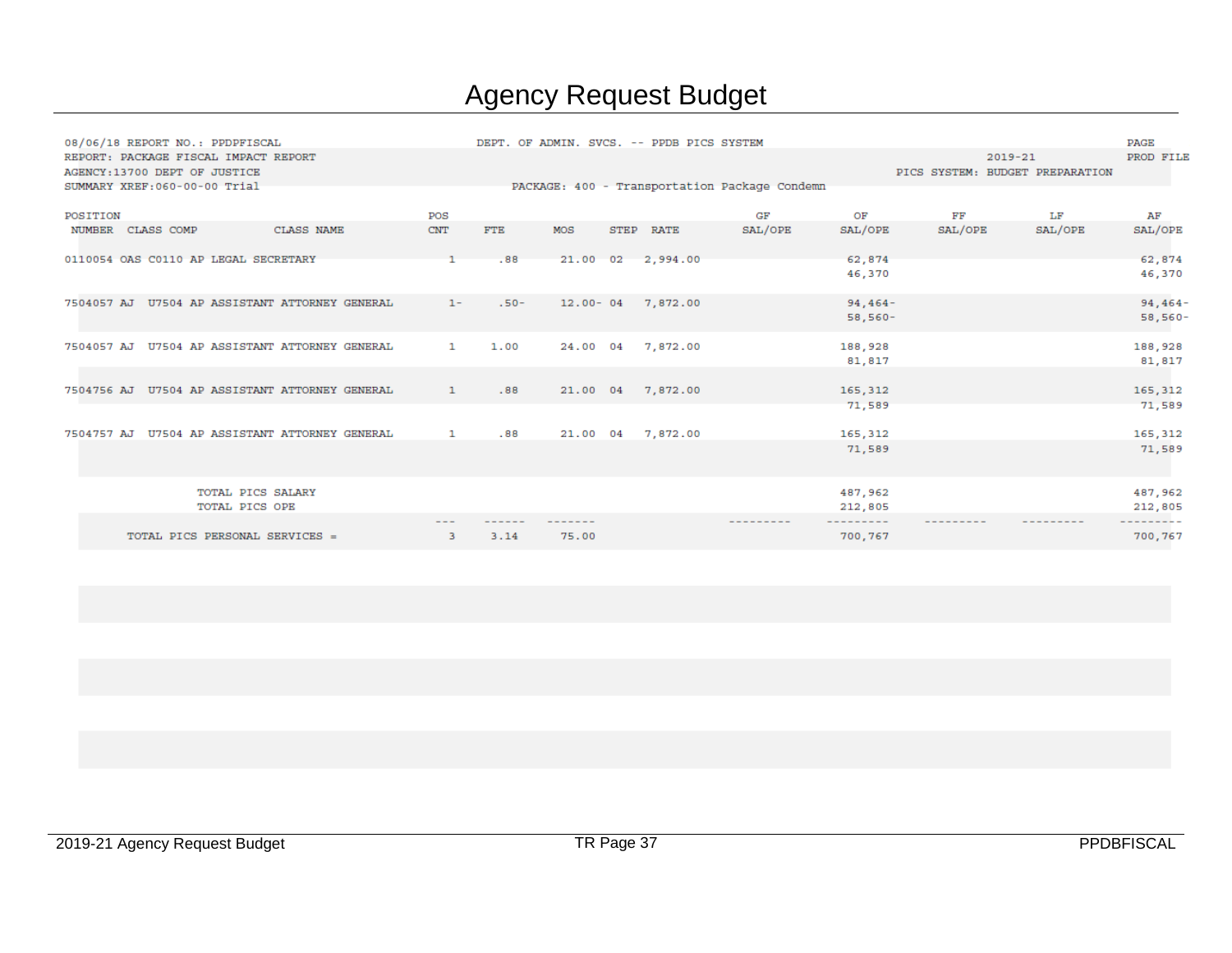# Agency Request Budget

08/06/18 REPORT NO.: PPDPFISCAL
DEPT. OF ADMIN. SVCS. -- PPDB PICS SYSTEM
PAGE
REPORT: PACKAGE FISCAL IMPACT REPORT
2019-21
PROD FILE
AGENCY:13700 DEPT OF JUSTICE
PICS SYSTEM: BUDGET PREPARATION
SUMMARY XREF:060-00-00 Trial
PACKAGE: 400 - Transportation Package Condemn

| POSITION NUMBER | CLASS COMP | CLASS NAME | POS CNT | FTE | MOS | STEP | RATE | GF SAL/OPE | OF SAL/OPE | FF SAL/OPE | LF SAL/OPE | AF SAL/OPE |
|---|---|---|---|---|---|---|---|---|---|---|---|---|
| 0110054 OAS | C0110 AP | LEGAL SECRETARY | 1 | .88 | 21.00 | 02 | 2,994.00 | | 62,874 | | | 62,874 |
| | | | | | | | | | 46,370 | | | 46,370 |
| 7504057 AJ | U7504 AP | ASSISTANT ATTORNEY GENERAL | 1- | .50- | 12.00- | 04 | 7,872.00 | | 94,464- | | | 94,464- |
| | | | | | | | | | 58,560- | | | 58,560- |
| 7504057 AJ | U7504 AP | ASSISTANT ATTORNEY GENERAL | 1 | 1.00 | 24.00 | 04 | 7,872.00 | | 188,928 | | | 188,928 |
| | | | | | | | | | 81,817 | | | 81,817 |
| 7504756 AJ | U7504 AP | ASSISTANT ATTORNEY GENERAL | 1 | .88 | 21.00 | 04 | 7,872.00 | | 165,312 | | | 165,312 |
| | | | | | | | | | 71,589 | | | 71,589 |
| 7504757 AJ | U7504 AP | ASSISTANT ATTORNEY GENERAL | 1 | .88 | 21.00 | 04 | 7,872.00 | | 165,312 | | | 165,312 |
| | | | | | | | | | 71,589 | | | 71,589 |
| | | TOTAL PICS SALARY | | | | | | | 487,962 | | | 487,962 |
| | | TOTAL PICS OPE | | | | | | | 212,805 | | | 212,805 |
| | | TOTAL PICS PERSONAL SERVICES = | 3 | 3.14 | 75.00 | | | | 700,767 | | | 700,767 |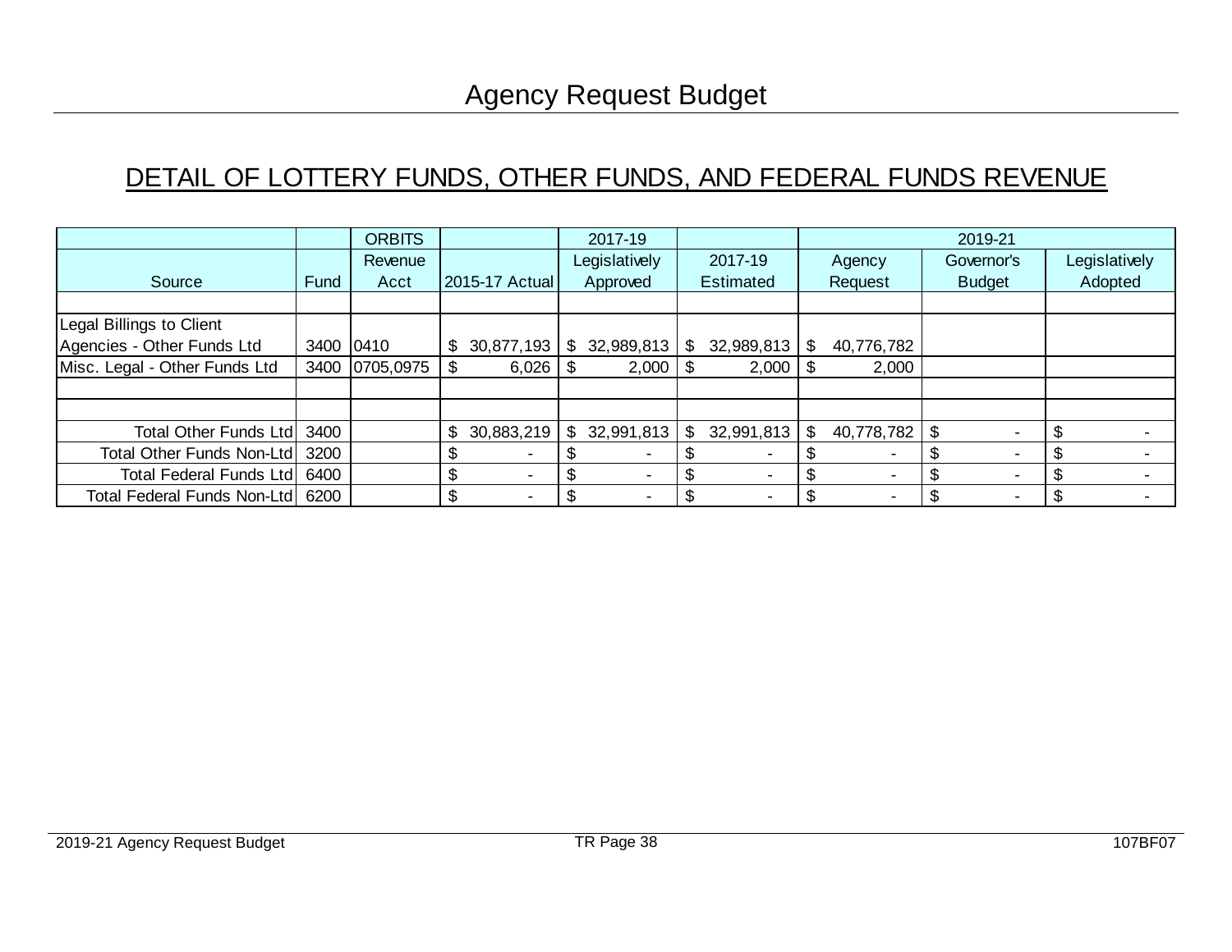# Agency Request Budget

## DETAIL OF LOTTERY FUNDS, OTHER FUNDS, AND FEDERAL FUNDS REVENUE

| Source | Fund | ORBITS Revenue Acct | 2015-17 Actual | 2017-19 Legislatively Approved | 2017-19 Estimated | 2019-21 Agency Request | 2019-21 Governor's Budget | 2019-21 Legislatively Adopted |
|---|---|---|---|---|---|---|---|---|
| | | | | | | | | |
| Legal Billings to Client Agencies - Other Funds Ltd | 3400 | 0410 | $ 30,877,193 | $ 32,989,813 | $ 32,989,813 | $ 40,776,782 | | |
| Misc. Legal - Other Funds Ltd | 3400 | 0705,0975 | $ 6,026 | $ 2,000 | $ 2,000 | $ 2,000 | | |
| | | | | | | | | |
| | | | | | | | | |
| Total Other Funds Ltd | 3400 | | $ 30,883,219 | $ 32,991,813 | $ 32,991,813 | $ 40,778,782 | $ - | $ - |
| Total Other Funds Non-Ltd | 3200 | | $ - | $ - | $ - | $ - | $ - | $ - |
| Total Federal Funds Ltd | 6400 | | $ - | $ - | $ - | $ - | $ - | $ - |
| Total Federal Funds Non-Ltd | 6200 | | $ - | $ - | $ - | $ - | $ - | $ - |

2019-21 Agency Request Budget | TR Page 38 | 107BF07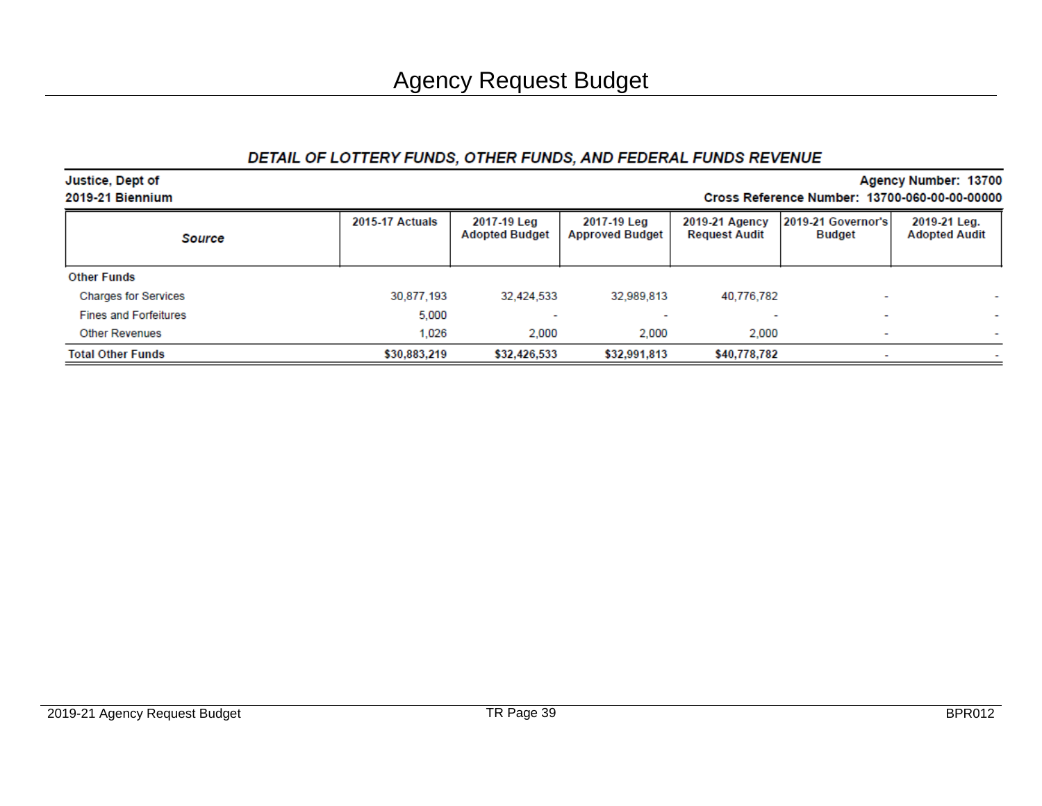# Agency Request Budget

## DETAIL OF LOTTERY FUNDS, OTHER FUNDS, AND FEDERAL FUNDS REVENUE

**Justice, Dept of** — **Agency Number: 13700**

**2019-21 Biennium** — **Cross Reference Number: 13700-060-00-00-00000**

| Source | 2015-17 Actuals | 2017-19 Leg Adopted Budget | 2017-19 Leg Approved Budget | 2019-21 Agency Request Audit | 2019-21 Governor's Budget | 2019-21 Leg. Adopted Audit |
|---|---|---|---|---|---|---|
| **Other Funds** | | | | | | |
| Charges for Services | 30,877,193 | 32,424,533 | 32,989,813 | 40,776,782 | - | - |
| Fines and Forfeitures | 5,000 | - | - | - | - | - |
| Other Revenues | 1,026 | 2,000 | 2,000 | 2,000 | - | - |
| **Total Other Funds** | **$30,883,219** | **$32,426,533** | **$32,991,813** | **$40,778,782** | - | - |